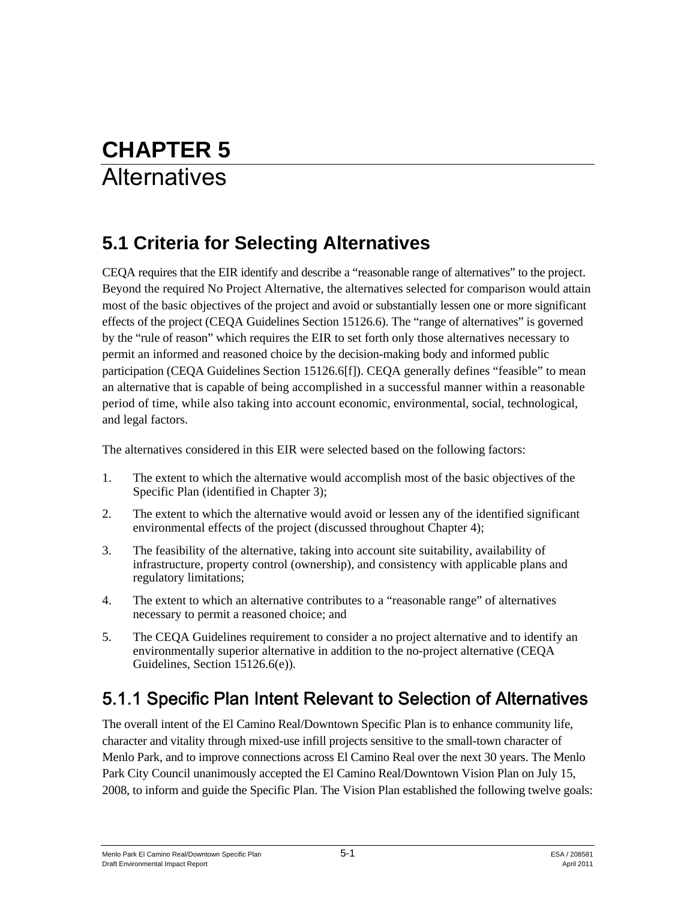# CHAPTER 5
# Alternatives

## 5.1 Criteria for Selecting Alternatives

CEQA requires that the EIR identify and describe a "reasonable range of alternatives" to the project. Beyond the required No Project Alternative, the alternatives selected for comparison would attain most of the basic objectives of the project and avoid or substantially lessen one or more significant effects of the project (CEQA Guidelines Section 15126.6). The "range of alternatives" is governed by the "rule of reason" which requires the EIR to set forth only those alternatives necessary to permit an informed and reasoned choice by the decision-making body and informed public participation (CEQA Guidelines Section 15126.6[f]). CEQA generally defines "feasible" to mean an alternative that is capable of being accomplished in a successful manner within a reasonable period of time, while also taking into account economic, environmental, social, technological, and legal factors.

The alternatives considered in this EIR were selected based on the following factors:

1. The extent to which the alternative would accomplish most of the basic objectives of the Specific Plan (identified in Chapter 3);
2. The extent to which the alternative would avoid or lessen any of the identified significant environmental effects of the project (discussed throughout Chapter 4);
3. The feasibility of the alternative, taking into account site suitability, availability of infrastructure, property control (ownership), and consistency with applicable plans and regulatory limitations;
4. The extent to which an alternative contributes to a "reasonable range" of alternatives necessary to permit a reasoned choice; and
5. The CEQA Guidelines requirement to consider a no project alternative and to identify an environmentally superior alternative in addition to the no-project alternative (CEQA Guidelines, Section 15126.6(e)).

### 5.1.1 Specific Plan Intent Relevant to Selection of Alternatives

The overall intent of the El Camino Real/Downtown Specific Plan is to enhance community life, character and vitality through mixed-use infill projects sensitive to the small-town character of Menlo Park, and to improve connections across El Camino Real over the next 30 years. The Menlo Park City Council unanimously accepted the El Camino Real/Downtown Vision Plan on July 15, 2008, to inform and guide the Specific Plan. The Vision Plan established the following twelve goals: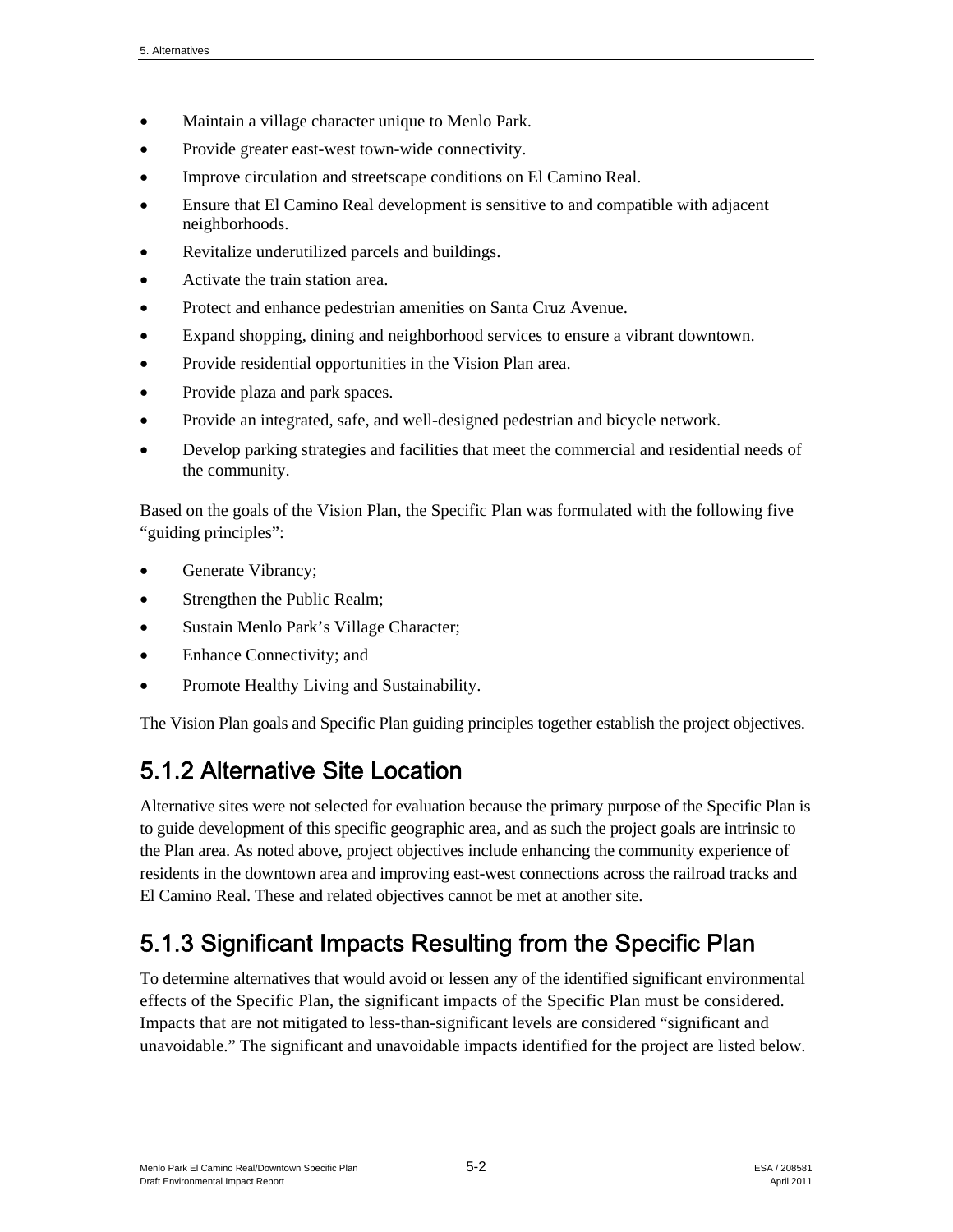- Maintain a village character unique to Menlo Park.
- Provide greater east-west town-wide connectivity.
- Improve circulation and streetscape conditions on El Camino Real.
- Ensure that El Camino Real development is sensitive to and compatible with adjacent neighborhoods.
- Revitalize underutilized parcels and buildings.
- Activate the train station area.
- Protect and enhance pedestrian amenities on Santa Cruz Avenue.
- Expand shopping, dining and neighborhood services to ensure a vibrant downtown.
- Provide residential opportunities in the Vision Plan area.
- Provide plaza and park spaces.
- Provide an integrated, safe, and well-designed pedestrian and bicycle network.
- Develop parking strategies and facilities that meet the commercial and residential needs of the community.

Based on the goals of the Vision Plan, the Specific Plan was formulated with the following five "guiding principles":

- Generate Vibrancy;
- Strengthen the Public Realm;
- Sustain Menlo Park's Village Character;
- Enhance Connectivity; and
- Promote Healthy Living and Sustainability.

The Vision Plan goals and Specific Plan guiding principles together establish the project objectives.

## 5.1.2 Alternative Site Location

Alternative sites were not selected for evaluation because the primary purpose of the Specific Plan is to guide development of this specific geographic area, and as such the project goals are intrinsic to the Plan area. As noted above, project objectives include enhancing the community experience of residents in the downtown area and improving east-west connections across the railroad tracks and El Camino Real. These and related objectives cannot be met at another site.

## 5.1.3 Significant Impacts Resulting from the Specific Plan

To determine alternatives that would avoid or lessen any of the identified significant environmental effects of the Specific Plan, the significant impacts of the Specific Plan must be considered. Impacts that are not mitigated to less-than-significant levels are considered "significant and unavoidable." The significant and unavoidable impacts identified for the project are listed below.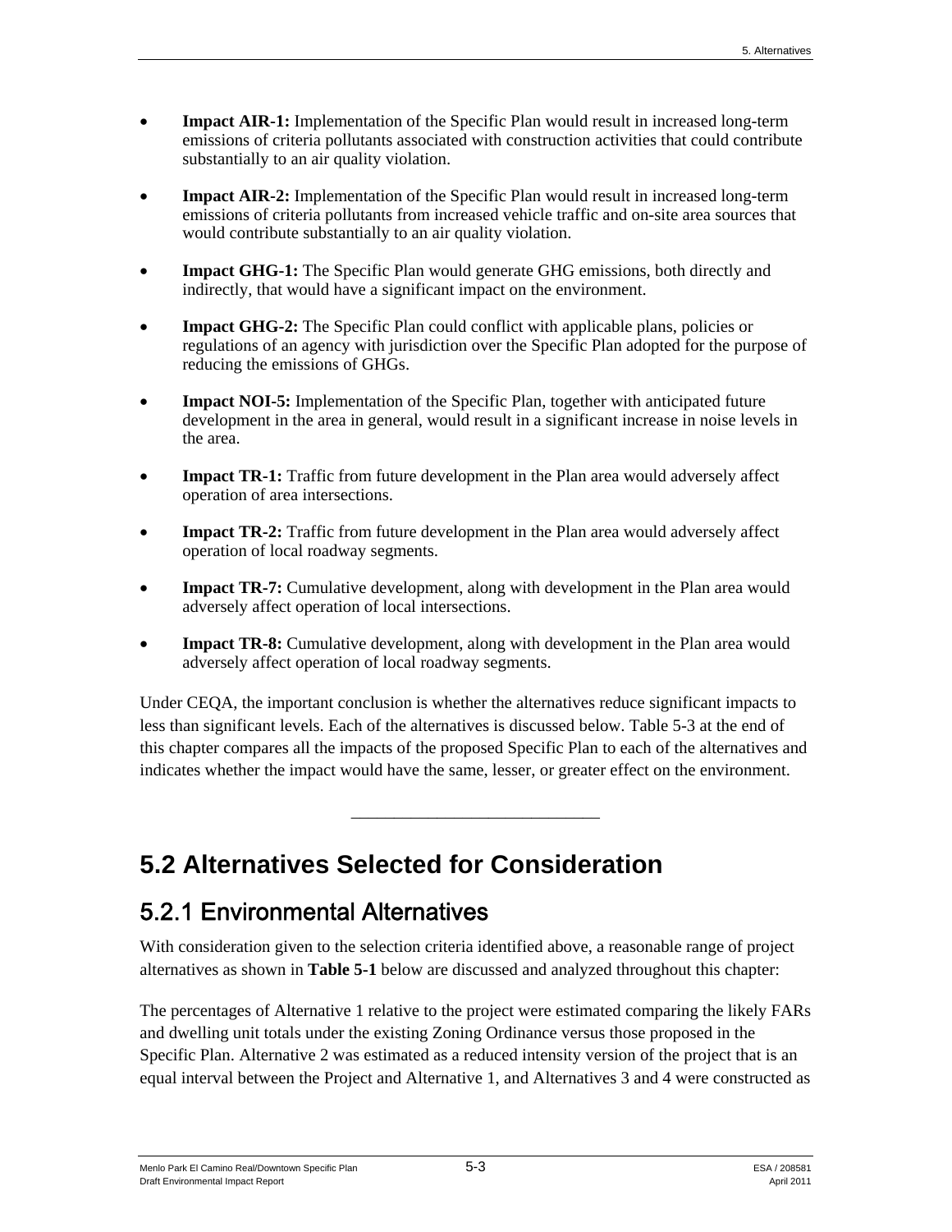- **Impact AIR-1:** Implementation of the Specific Plan would result in increased long-term emissions of criteria pollutants associated with construction activities that could contribute substantially to an air quality violation.
- **Impact AIR-2:** Implementation of the Specific Plan would result in increased long-term emissions of criteria pollutants from increased vehicle traffic and on-site area sources that would contribute substantially to an air quality violation.
- **Impact GHG-1:** The Specific Plan would generate GHG emissions, both directly and indirectly, that would have a significant impact on the environment.
- **Impact GHG-2:** The Specific Plan could conflict with applicable plans, policies or regulations of an agency with jurisdiction over the Specific Plan adopted for the purpose of reducing the emissions of GHGs.
- **Impact NOI-5:** Implementation of the Specific Plan, together with anticipated future development in the area in general, would result in a significant increase in noise levels in the area.
- **Impact TR-1:** Traffic from future development in the Plan area would adversely affect operation of area intersections.
- **Impact TR-2:** Traffic from future development in the Plan area would adversely affect operation of local roadway segments.
- **Impact TR-7:** Cumulative development, along with development in the Plan area would adversely affect operation of local intersections.
- **Impact TR-8:** Cumulative development, along with development in the Plan area would adversely affect operation of local roadway segments.

Under CEQA, the important conclusion is whether the alternatives reduce significant impacts to less than significant levels. Each of the alternatives is discussed below. Table 5-3 at the end of this chapter compares all the impacts of the proposed Specific Plan to each of the alternatives and indicates whether the impact would have the same, lesser, or greater effect on the environment.

---

# 5.2 Alternatives Selected for Consideration

## 5.2.1 Environmental Alternatives

With consideration given to the selection criteria identified above, a reasonable range of project alternatives as shown in **Table 5-1** below are discussed and analyzed throughout this chapter:

The percentages of Alternative 1 relative to the project were estimated comparing the likely FARs and dwelling unit totals under the existing Zoning Ordinance versus those proposed in the Specific Plan. Alternative 2 was estimated as a reduced intensity version of the project that is an equal interval between the Project and Alternative 1, and Alternatives 3 and 4 were constructed as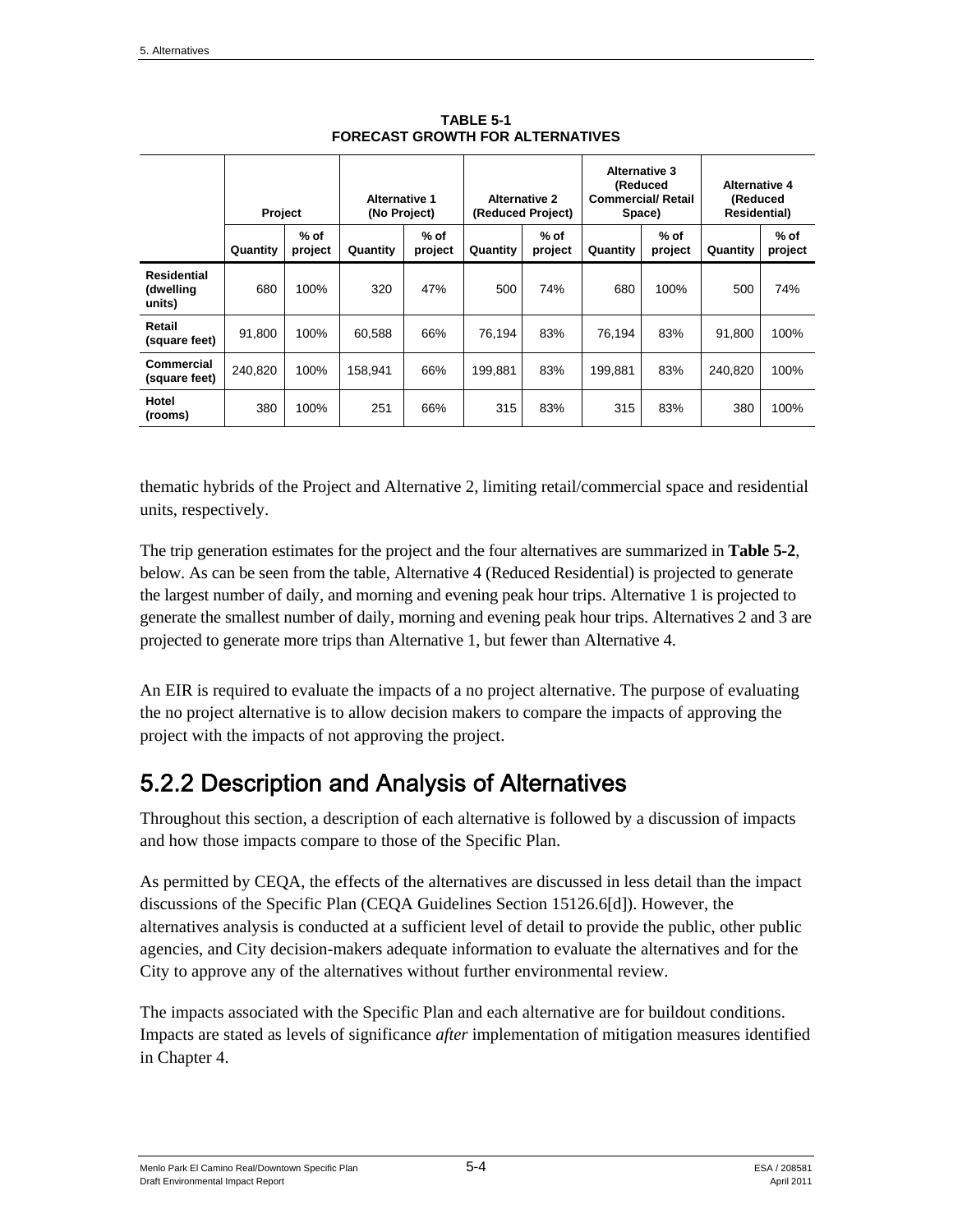**TABLE 5-1**
**FORECAST GROWTH FOR ALTERNATIVES**

| | Project | | Alternative 1 (No Project) | | Alternative 2 (Reduced Project) | | Alternative 3 (Reduced Commercial/ Retail Space) | | Alternative 4 (Reduced Residential) | |
|---|---|---|---|---|---|---|---|---|---|---|
| | Quantity | % of project | Quantity | % of project | Quantity | % of project | Quantity | % of project | Quantity | % of project |
| **Residential (dwelling units)** | 680 | 100% | 320 | 47% | 500 | 74% | 680 | 100% | 500 | 74% |
| **Retail (square feet)** | 91,800 | 100% | 60,588 | 66% | 76,194 | 83% | 76,194 | 83% | 91,800 | 100% |
| **Commercial (square feet)** | 240,820 | 100% | 158,941 | 66% | 199,881 | 83% | 199,881 | 83% | 240,820 | 100% |
| **Hotel (rooms)** | 380 | 100% | 251 | 66% | 315 | 83% | 315 | 83% | 380 | 100% |

thematic hybrids of the Project and Alternative 2, limiting retail/commercial space and residential units, respectively.

The trip generation estimates for the project and the four alternatives are summarized in **Table 5-2**, below. As can be seen from the table, Alternative 4 (Reduced Residential) is projected to generate the largest number of daily, and morning and evening peak hour trips. Alternative 1 is projected to generate the smallest number of daily, morning and evening peak hour trips. Alternatives 2 and 3 are projected to generate more trips than Alternative 1, but fewer than Alternative 4.

An EIR is required to evaluate the impacts of a no project alternative. The purpose of evaluating the no project alternative is to allow decision makers to compare the impacts of approving the project with the impacts of not approving the project.

## 5.2.2 Description and Analysis of Alternatives

Throughout this section, a description of each alternative is followed by a discussion of impacts and how those impacts compare to those of the Specific Plan.

As permitted by CEQA, the effects of the alternatives are discussed in less detail than the impact discussions of the Specific Plan (CEQA Guidelines Section 15126.6[d]). However, the alternatives analysis is conducted at a sufficient level of detail to provide the public, other public agencies, and City decision-makers adequate information to evaluate the alternatives and for the City to approve any of the alternatives without further environmental review.

The impacts associated with the Specific Plan and each alternative are for buildout conditions. Impacts are stated as levels of significance *after* implementation of mitigation measures identified in Chapter 4.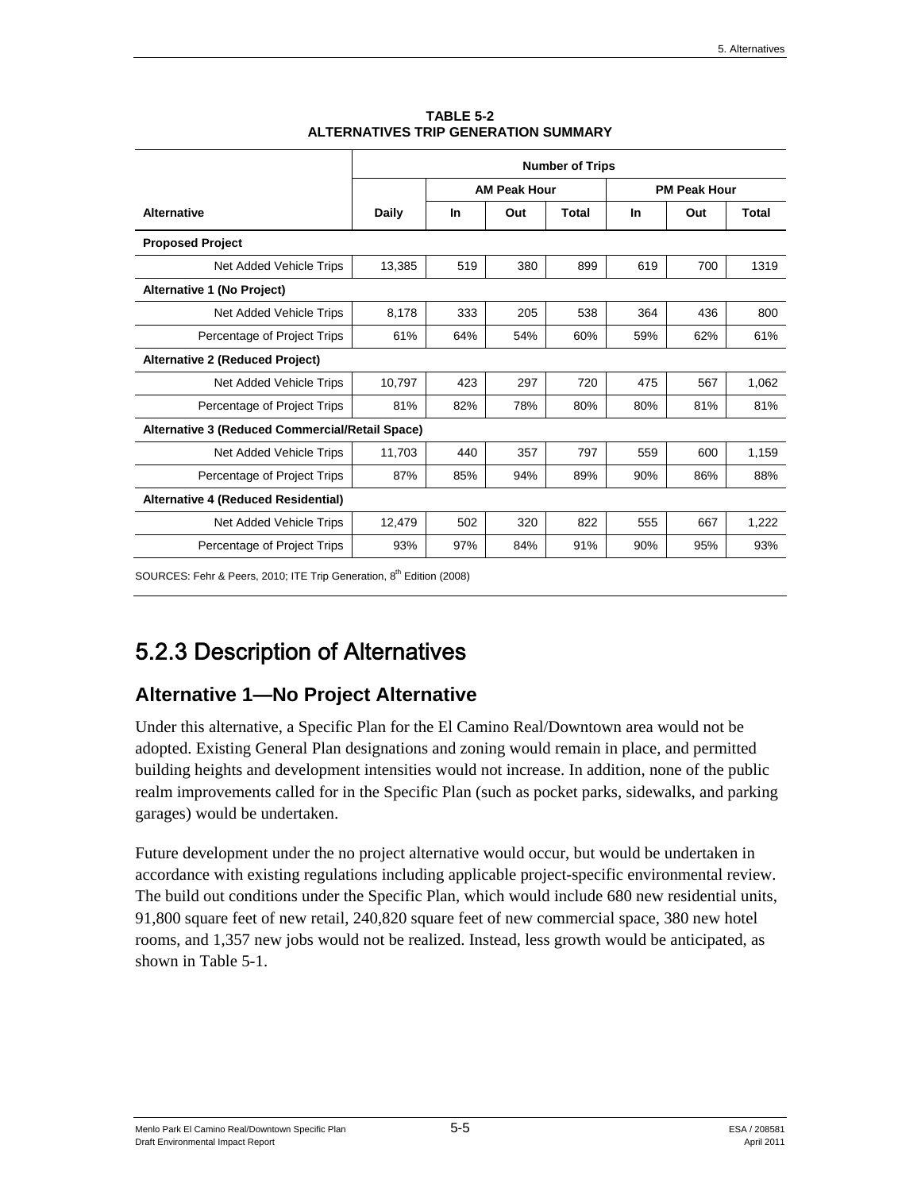**TABLE 5-2**
**ALTERNATIVES TRIP GENERATION SUMMARY**

| Alternative | Number of Trips | | | | | | |
|---|---|---|---|---|---|---|---|
| | | AM Peak Hour | | | PM Peak Hour | | |
| | Daily | In | Out | Total | In | Out | Total |
| **Proposed Project** | | | | | | | |
| Net Added Vehicle Trips | 13,385 | 519 | 380 | 899 | 619 | 700 | 1319 |
| **Alternative 1 (No Project)** | | | | | | | |
| Net Added Vehicle Trips | 8,178 | 333 | 205 | 538 | 364 | 436 | 800 |
| Percentage of Project Trips | 61% | 64% | 54% | 60% | 59% | 62% | 61% |
| **Alternative 2 (Reduced Project)** | | | | | | | |
| Net Added Vehicle Trips | 10,797 | 423 | 297 | 720 | 475 | 567 | 1,062 |
| Percentage of Project Trips | 81% | 82% | 78% | 80% | 80% | 81% | 81% |
| **Alternative 3 (Reduced Commercial/Retail Space)** | | | | | | | |
| Net Added Vehicle Trips | 11,703 | 440 | 357 | 797 | 559 | 600 | 1,159 |
| Percentage of Project Trips | 87% | 85% | 94% | 89% | 90% | 86% | 88% |
| **Alternative 4 (Reduced Residential)** | | | | | | | |
| Net Added Vehicle Trips | 12,479 | 502 | 320 | 822 | 555 | 667 | 1,222 |
| Percentage of Project Trips | 93% | 97% | 84% | 91% | 90% | 95% | 93% |

SOURCES: Fehr & Peers, 2010; ITE Trip Generation, 8th Edition (2008)

## 5.2.3 Description of Alternatives

### Alternative 1—No Project Alternative

Under this alternative, a Specific Plan for the El Camino Real/Downtown area would not be adopted. Existing General Plan designations and zoning would remain in place, and permitted building heights and development intensities would not increase. In addition, none of the public realm improvements called for in the Specific Plan (such as pocket parks, sidewalks, and parking garages) would be undertaken.

Future development under the no project alternative would occur, but would be undertaken in accordance with existing regulations including applicable project-specific environmental review. The build out conditions under the Specific Plan, which would include 680 new residential units, 91,800 square feet of new retail, 240,820 square feet of new commercial space, 380 new hotel rooms, and 1,357 new jobs would not be realized. Instead, less growth would be anticipated, as shown in Table 5-1.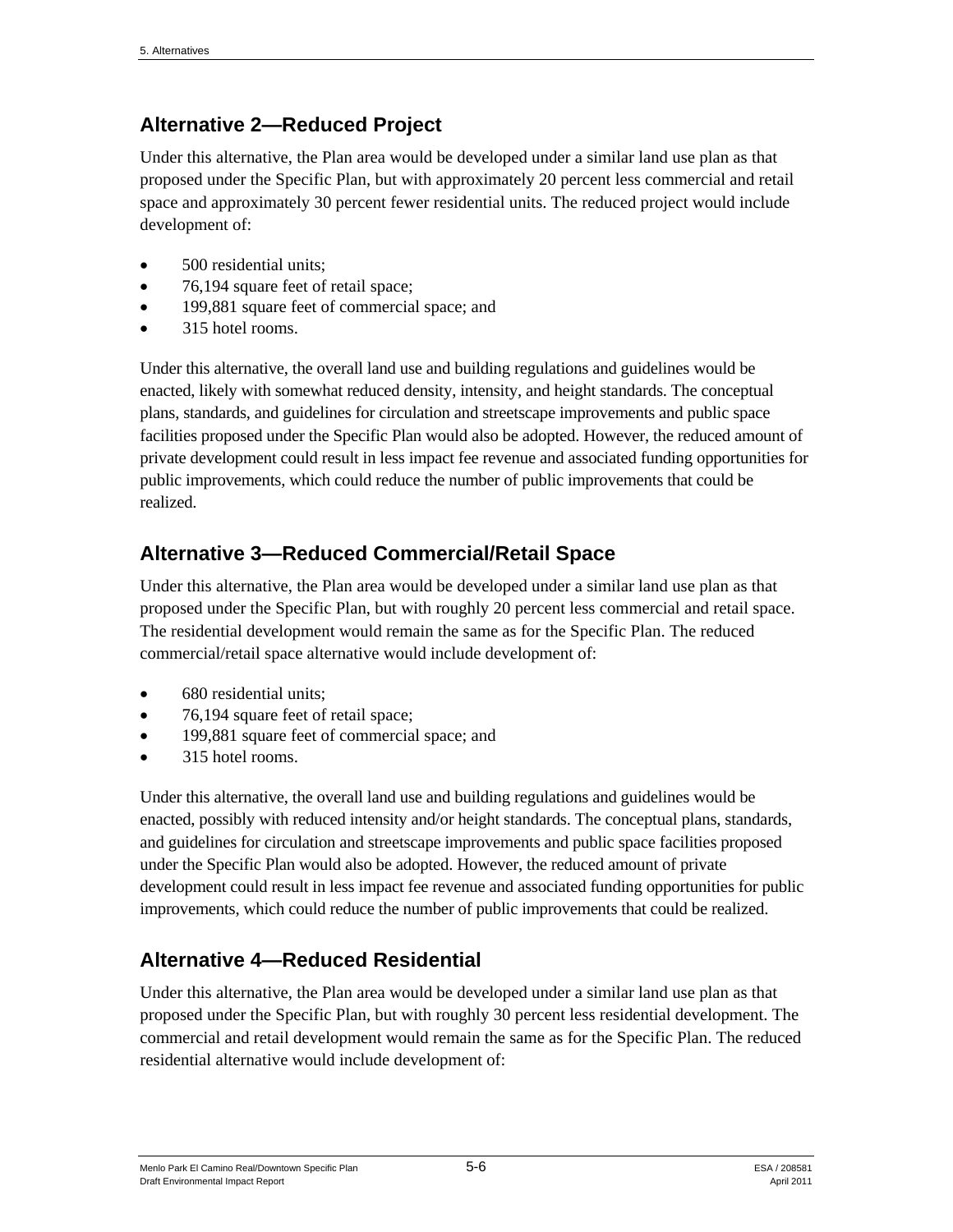## Alternative 2—Reduced Project

Under this alternative, the Plan area would be developed under a similar land use plan as that proposed under the Specific Plan, but with approximately 20 percent less commercial and retail space and approximately 30 percent fewer residential units. The reduced project would include development of:

- 500 residential units;
- 76,194 square feet of retail space;
- 199,881 square feet of commercial space; and
- 315 hotel rooms.

Under this alternative, the overall land use and building regulations and guidelines would be enacted, likely with somewhat reduced density, intensity, and height standards. The conceptual plans, standards, and guidelines for circulation and streetscape improvements and public space facilities proposed under the Specific Plan would also be adopted. However, the reduced amount of private development could result in less impact fee revenue and associated funding opportunities for public improvements, which could reduce the number of public improvements that could be realized.

## Alternative 3—Reduced Commercial/Retail Space

Under this alternative, the Plan area would be developed under a similar land use plan as that proposed under the Specific Plan, but with roughly 20 percent less commercial and retail space. The residential development would remain the same as for the Specific Plan. The reduced commercial/retail space alternative would include development of:

- 680 residential units;
- 76,194 square feet of retail space;
- 199,881 square feet of commercial space; and
- 315 hotel rooms.

Under this alternative, the overall land use and building regulations and guidelines would be enacted, possibly with reduced intensity and/or height standards. The conceptual plans, standards, and guidelines for circulation and streetscape improvements and public space facilities proposed under the Specific Plan would also be adopted. However, the reduced amount of private development could result in less impact fee revenue and associated funding opportunities for public improvements, which could reduce the number of public improvements that could be realized.

## Alternative 4—Reduced Residential

Under this alternative, the Plan area would be developed under a similar land use plan as that proposed under the Specific Plan, but with roughly 30 percent less residential development. The commercial and retail development would remain the same as for the Specific Plan. The reduced residential alternative would include development of: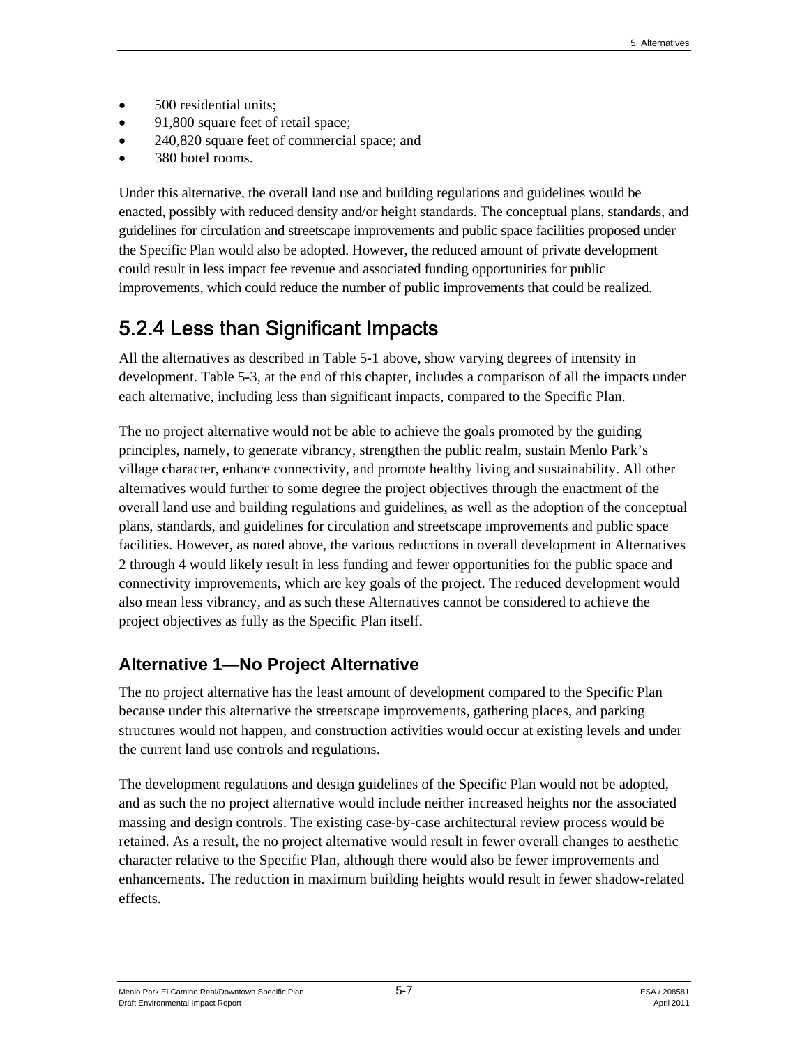- 500 residential units;
- 91,800 square feet of retail space;
- 240,820 square feet of commercial space; and
- 380 hotel rooms.

Under this alternative, the overall land use and building regulations and guidelines would be enacted, possibly with reduced density and/or height standards. The conceptual plans, standards, and guidelines for circulation and streetscape improvements and public space facilities proposed under the Specific Plan would also be adopted. However, the reduced amount of private development could result in less impact fee revenue and associated funding opportunities for public improvements, which could reduce the number of public improvements that could be realized.

## 5.2.4 Less than Significant Impacts

All the alternatives as described in Table 5-1 above, show varying degrees of intensity in development. Table 5-3, at the end of this chapter, includes a comparison of all the impacts under each alternative, including less than significant impacts, compared to the Specific Plan.

The no project alternative would not be able to achieve the goals promoted by the guiding principles, namely, to generate vibrancy, strengthen the public realm, sustain Menlo Park's village character, enhance connectivity, and promote healthy living and sustainability. All other alternatives would further to some degree the project objectives through the enactment of the overall land use and building regulations and guidelines, as well as the adoption of the conceptual plans, standards, and guidelines for circulation and streetscape improvements and public space facilities. However, as noted above, the various reductions in overall development in Alternatives 2 through 4 would likely result in less funding and fewer opportunities for the public space and connectivity improvements, which are key goals of the project. The reduced development would also mean less vibrancy, and as such these Alternatives cannot be considered to achieve the project objectives as fully as the Specific Plan itself.

### Alternative 1—No Project Alternative

The no project alternative has the least amount of development compared to the Specific Plan because under this alternative the streetscape improvements, gathering places, and parking structures would not happen, and construction activities would occur at existing levels and under the current land use controls and regulations.

The development regulations and design guidelines of the Specific Plan would not be adopted, and as such the no project alternative would include neither increased heights nor the associated massing and design controls. The existing case-by-case architectural review process would be retained. As a result, the no project alternative would result in fewer overall changes to aesthetic character relative to the Specific Plan, although there would also be fewer improvements and enhancements. The reduction in maximum building heights would result in fewer shadow-related effects.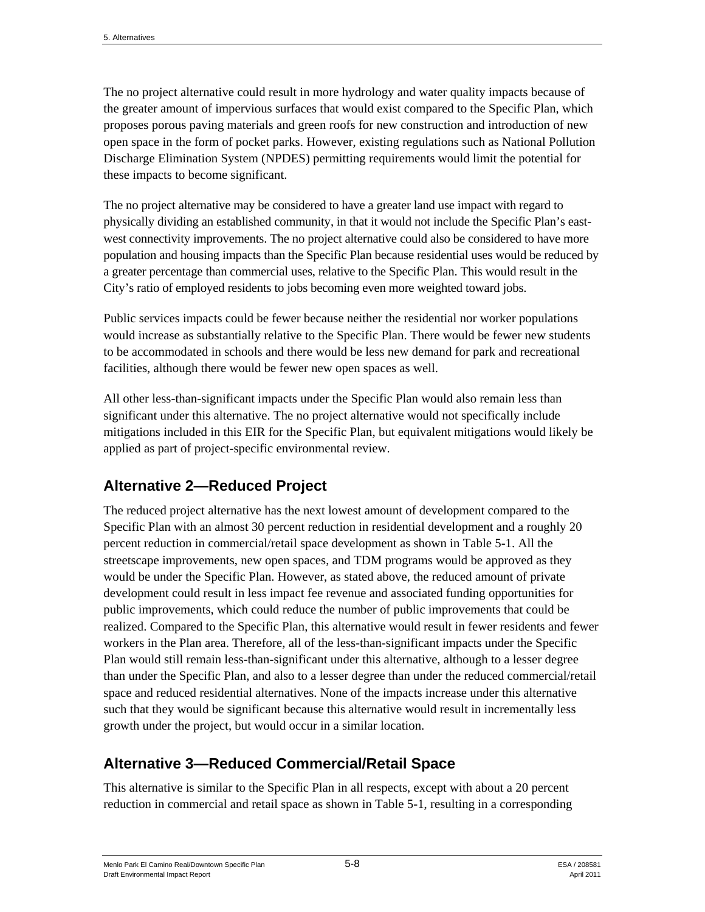The no project alternative could result in more hydrology and water quality impacts because of the greater amount of impervious surfaces that would exist compared to the Specific Plan, which proposes porous paving materials and green roofs for new construction and introduction of new open space in the form of pocket parks. However, existing regulations such as National Pollution Discharge Elimination System (NPDES) permitting requirements would limit the potential for these impacts to become significant.

The no project alternative may be considered to have a greater land use impact with regard to physically dividing an established community, in that it would not include the Specific Plan's east-west connectivity improvements. The no project alternative could also be considered to have more population and housing impacts than the Specific Plan because residential uses would be reduced by a greater percentage than commercial uses, relative to the Specific Plan. This would result in the City's ratio of employed residents to jobs becoming even more weighted toward jobs.

Public services impacts could be fewer because neither the residential nor worker populations would increase as substantially relative to the Specific Plan. There would be fewer new students to be accommodated in schools and there would be less new demand for park and recreational facilities, although there would be fewer new open spaces as well.

All other less-than-significant impacts under the Specific Plan would also remain less than significant under this alternative. The no project alternative would not specifically include mitigations included in this EIR for the Specific Plan, but equivalent mitigations would likely be applied as part of project-specific environmental review.

## Alternative 2—Reduced Project

The reduced project alternative has the next lowest amount of development compared to the Specific Plan with an almost 30 percent reduction in residential development and a roughly 20 percent reduction in commercial/retail space development as shown in Table 5-1. All the streetscape improvements, new open spaces, and TDM programs would be approved as they would be under the Specific Plan. However, as stated above, the reduced amount of private development could result in less impact fee revenue and associated funding opportunities for public improvements, which could reduce the number of public improvements that could be realized. Compared to the Specific Plan, this alternative would result in fewer residents and fewer workers in the Plan area. Therefore, all of the less-than-significant impacts under the Specific Plan would still remain less-than-significant under this alternative, although to a lesser degree than under the Specific Plan, and also to a lesser degree than under the reduced commercial/retail space and reduced residential alternatives. None of the impacts increase under this alternative such that they would be significant because this alternative would result in incrementally less growth under the project, but would occur in a similar location.

## Alternative 3—Reduced Commercial/Retail Space

This alternative is similar to the Specific Plan in all respects, except with about a 20 percent reduction in commercial and retail space as shown in Table 5-1, resulting in a corresponding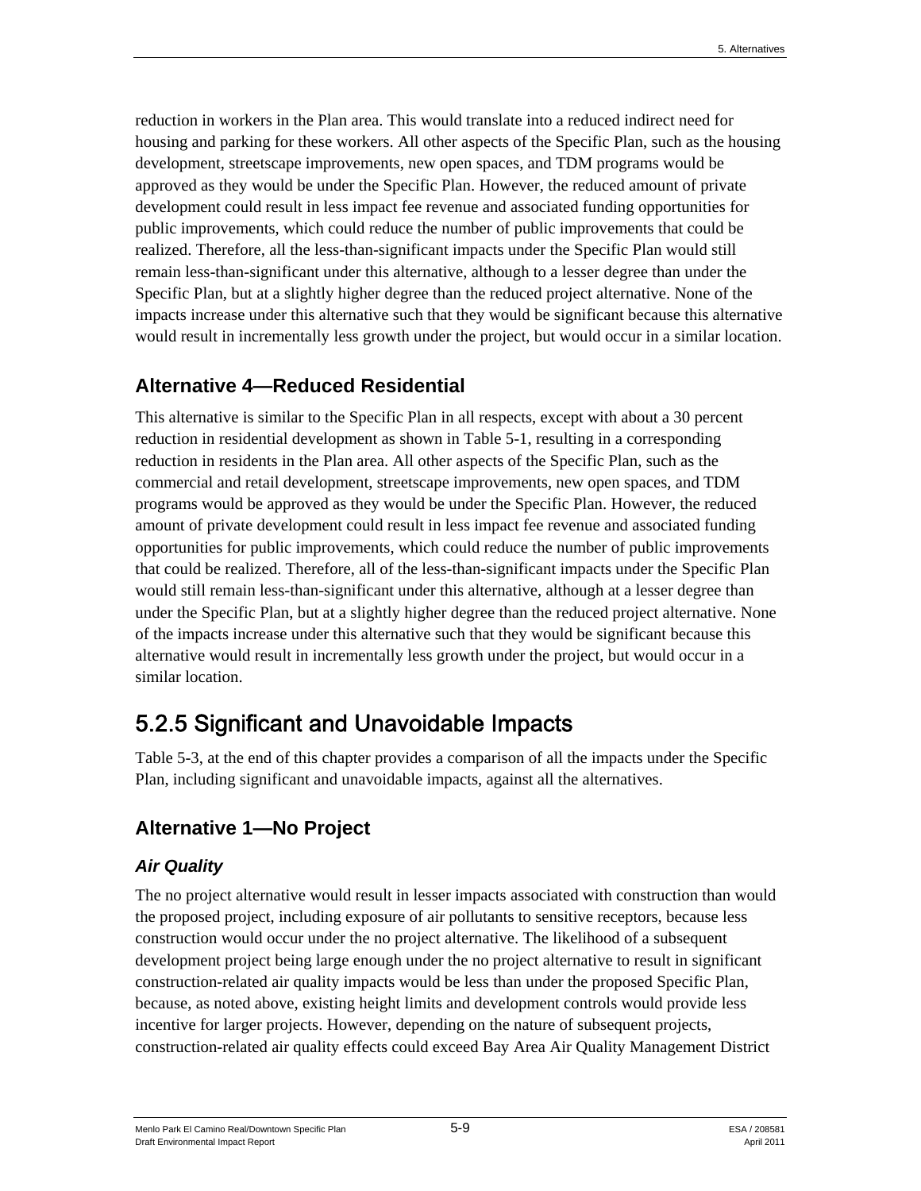reduction in workers in the Plan area. This would translate into a reduced indirect need for housing and parking for these workers. All other aspects of the Specific Plan, such as the housing development, streetscape improvements, new open spaces, and TDM programs would be approved as they would be under the Specific Plan. However, the reduced amount of private development could result in less impact fee revenue and associated funding opportunities for public improvements, which could reduce the number of public improvements that could be realized. Therefore, all the less-than-significant impacts under the Specific Plan would still remain less-than-significant under this alternative, although to a lesser degree than under the Specific Plan, but at a slightly higher degree than the reduced project alternative. None of the impacts increase under this alternative such that they would be significant because this alternative would result in incrementally less growth under the project, but would occur in a similar location.

### Alternative 4—Reduced Residential

This alternative is similar to the Specific Plan in all respects, except with about a 30 percent reduction in residential development as shown in Table 5-1, resulting in a corresponding reduction in residents in the Plan area. All other aspects of the Specific Plan, such as the commercial and retail development, streetscape improvements, new open spaces, and TDM programs would be approved as they would be under the Specific Plan. However, the reduced amount of private development could result in less impact fee revenue and associated funding opportunities for public improvements, which could reduce the number of public improvements that could be realized. Therefore, all of the less-than-significant impacts under the Specific Plan would still remain less-than-significant under this alternative, although at a lesser degree than under the Specific Plan, but at a slightly higher degree than the reduced project alternative. None of the impacts increase under this alternative such that they would be significant because this alternative would result in incrementally less growth under the project, but would occur in a similar location.

## 5.2.5 Significant and Unavoidable Impacts

Table 5-3, at the end of this chapter provides a comparison of all the impacts under the Specific Plan, including significant and unavoidable impacts, against all the alternatives.

### Alternative 1—No Project

#### *Air Quality*

The no project alternative would result in lesser impacts associated with construction than would the proposed project, including exposure of air pollutants to sensitive receptors, because less construction would occur under the no project alternative. The likelihood of a subsequent development project being large enough under the no project alternative to result in significant construction-related air quality impacts would be less than under the proposed Specific Plan, because, as noted above, existing height limits and development controls would provide less incentive for larger projects. However, depending on the nature of subsequent projects, construction-related air quality effects could exceed Bay Area Air Quality Management District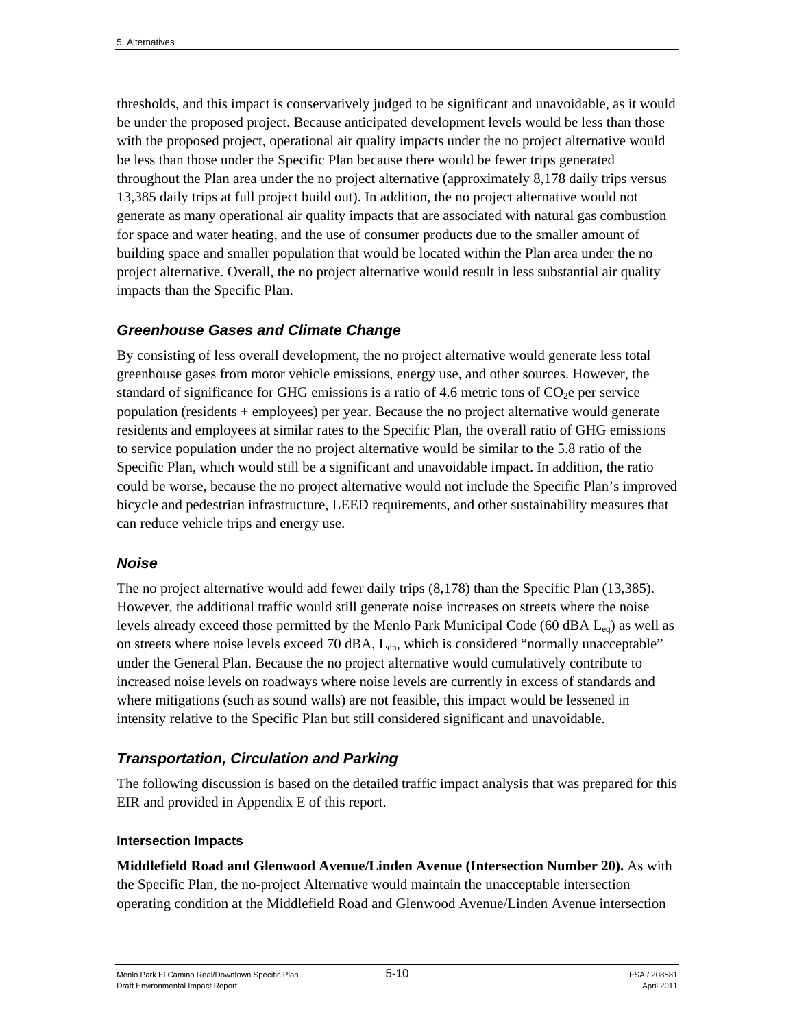thresholds, and this impact is conservatively judged to be significant and unavoidable, as it would be under the proposed project. Because anticipated development levels would be less than those with the proposed project, operational air quality impacts under the no project alternative would be less than those under the Specific Plan because there would be fewer trips generated throughout the Plan area under the no project alternative (approximately 8,178 daily trips versus 13,385 daily trips at full project build out). In addition, the no project alternative would not generate as many operational air quality impacts that are associated with natural gas combustion for space and water heating, and the use of consumer products due to the smaller amount of building space and smaller population that would be located within the Plan area under the no project alternative. Overall, the no project alternative would result in less substantial air quality impacts than the Specific Plan.

### *Greenhouse Gases and Climate Change*

By consisting of less overall development, the no project alternative would generate less total greenhouse gases from motor vehicle emissions, energy use, and other sources. However, the standard of significance for GHG emissions is a ratio of 4.6 metric tons of $CO_2$e per service population (residents + employees) per year. Because the no project alternative would generate residents and employees at similar rates to the Specific Plan, the overall ratio of GHG emissions to service population under the no project alternative would be similar to the 5.8 ratio of the Specific Plan, which would still be a significant and unavoidable impact. In addition, the ratio could be worse, because the no project alternative would not include the Specific Plan's improved bicycle and pedestrian infrastructure, LEED requirements, and other sustainability measures that can reduce vehicle trips and energy use.

### *Noise*

The no project alternative would add fewer daily trips (8,178) than the Specific Plan (13,385). However, the additional traffic would still generate noise increases on streets where the noise levels already exceed those permitted by the Menlo Park Municipal Code (60 dBA $L_{eq}$) as well as on streets where noise levels exceed 70 dBA, $L_{dn}$, which is considered "normally unacceptable" under the General Plan. Because the no project alternative would cumulatively contribute to increased noise levels on roadways where noise levels are currently in excess of standards and where mitigations (such as sound walls) are not feasible, this impact would be lessened in intensity relative to the Specific Plan but still considered significant and unavoidable.

### *Transportation, Circulation and Parking*

The following discussion is based on the detailed traffic impact analysis that was prepared for this EIR and provided in Appendix E of this report.

#### Intersection Impacts

**Middlefield Road and Glenwood Avenue/Linden Avenue (Intersection Number 20).** As with the Specific Plan, the no-project Alternative would maintain the unacceptable intersection operating condition at the Middlefield Road and Glenwood Avenue/Linden Avenue intersection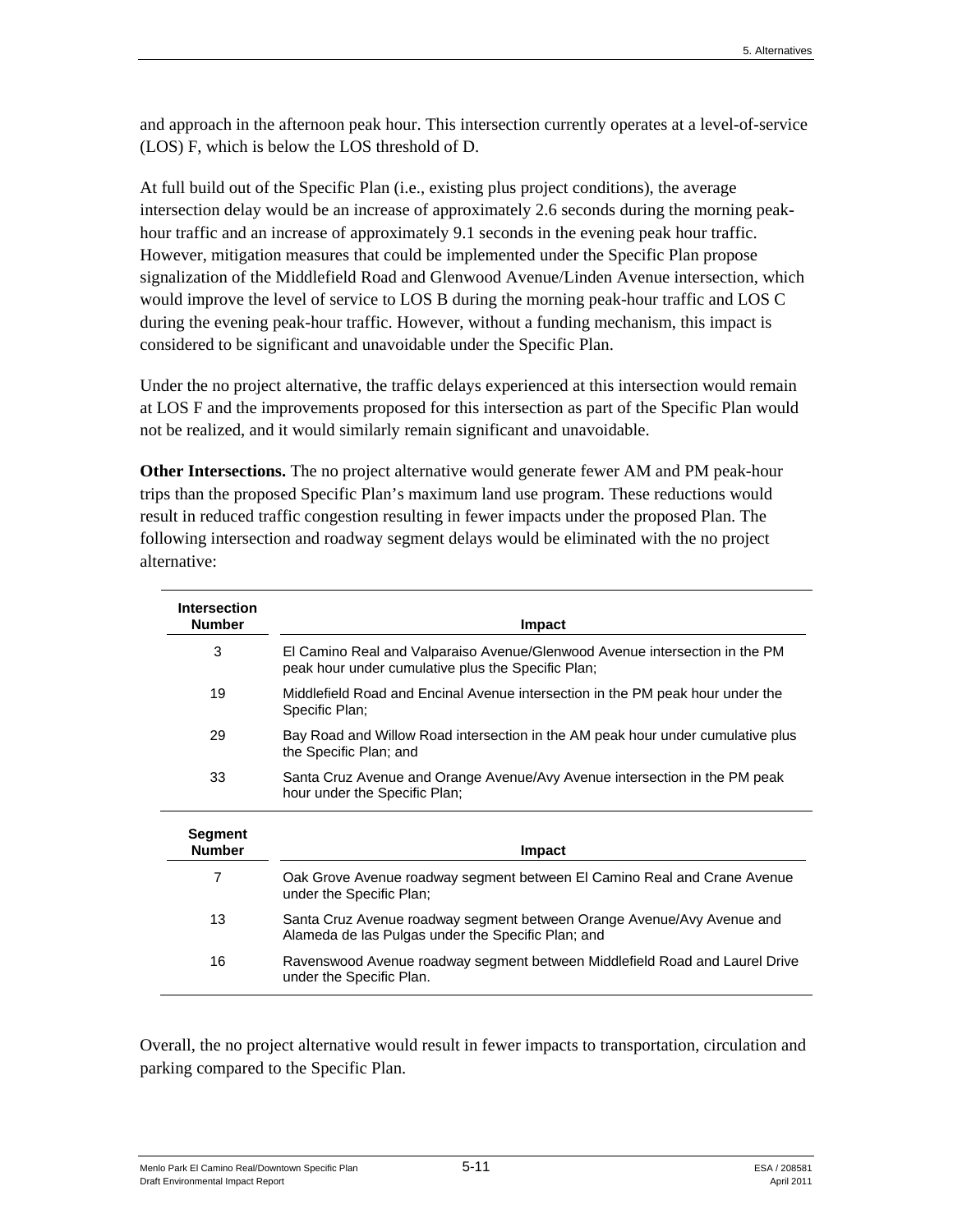and approach in the afternoon peak hour. This intersection currently operates at a level-of-service (LOS) F, which is below the LOS threshold of D.

At full build out of the Specific Plan (i.e., existing plus project conditions), the average intersection delay would be an increase of approximately 2.6 seconds during the morning peak-hour traffic and an increase of approximately 9.1 seconds in the evening peak hour traffic. However, mitigation measures that could be implemented under the Specific Plan propose signalization of the Middlefield Road and Glenwood Avenue/Linden Avenue intersection, which would improve the level of service to LOS B during the morning peak-hour traffic and LOS C during the evening peak-hour traffic. However, without a funding mechanism, this impact is considered to be significant and unavoidable under the Specific Plan.

Under the no project alternative, the traffic delays experienced at this intersection would remain at LOS F and the improvements proposed for this intersection as part of the Specific Plan would not be realized, and it would similarly remain significant and unavoidable.

**Other Intersections.** The no project alternative would generate fewer AM and PM peak-hour trips than the proposed Specific Plan's maximum land use program. These reductions would result in reduced traffic congestion resulting in fewer impacts under the proposed Plan. The following intersection and roadway segment delays would be eliminated with the no project alternative:

| Intersection Number | Impact |
|---|---|
| 3 | El Camino Real and Valparaiso Avenue/Glenwood Avenue intersection in the PM peak hour under cumulative plus the Specific Plan; |
| 19 | Middlefield Road and Encinal Avenue intersection in the PM peak hour under the Specific Plan; |
| 29 | Bay Road and Willow Road intersection in the AM peak hour under cumulative plus the Specific Plan; and |
| 33 | Santa Cruz Avenue and Orange Avenue/Avy Avenue intersection in the PM peak hour under the Specific Plan; |

| Segment Number | Impact |
|---|---|
| 7 | Oak Grove Avenue roadway segment between El Camino Real and Crane Avenue under the Specific Plan; |
| 13 | Santa Cruz Avenue roadway segment between Orange Avenue/Avy Avenue and Alameda de las Pulgas under the Specific Plan; and |
| 16 | Ravenswood Avenue roadway segment between Middlefield Road and Laurel Drive under the Specific Plan. |

Overall, the no project alternative would result in fewer impacts to transportation, circulation and parking compared to the Specific Plan.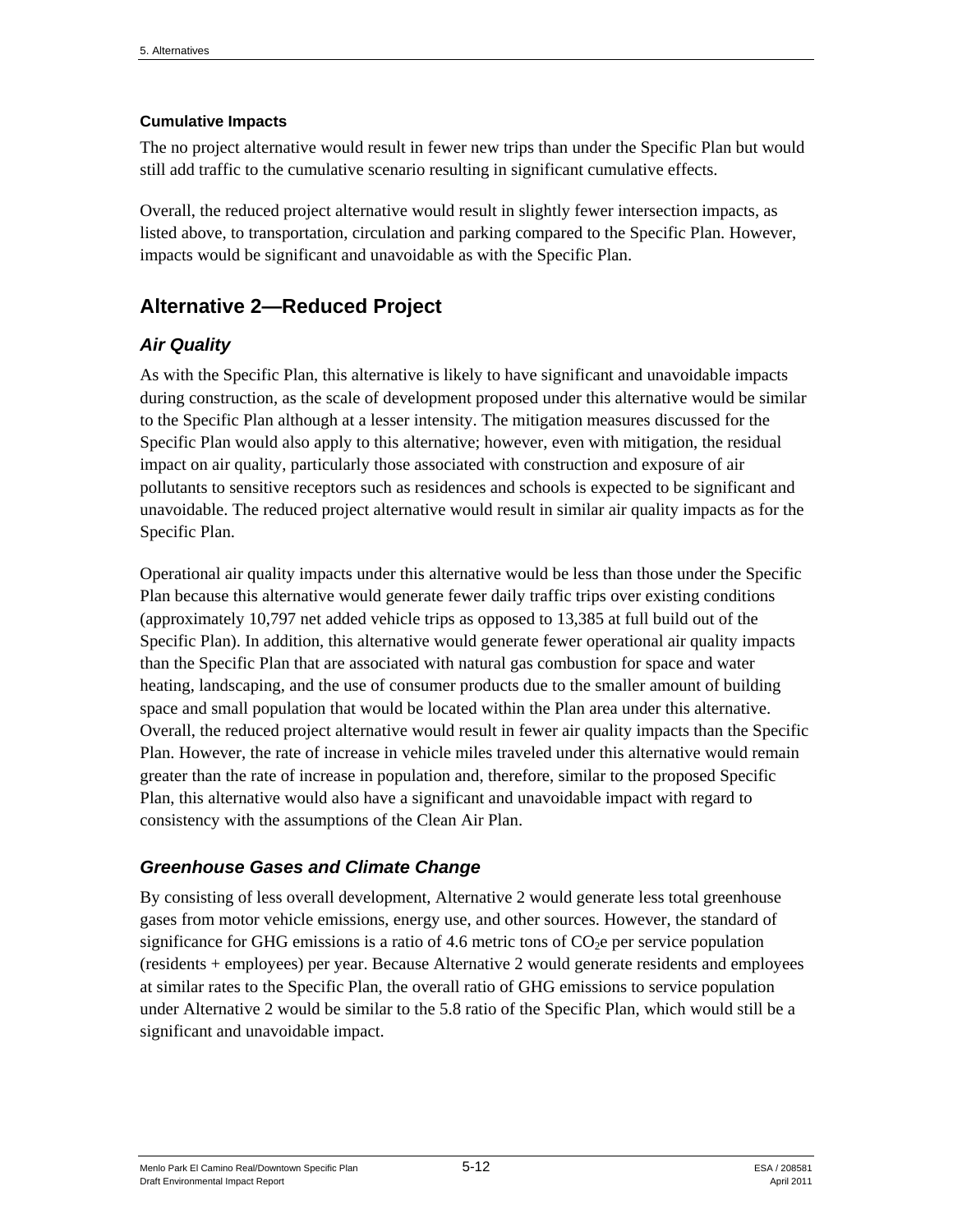### Cumulative Impacts

The no project alternative would result in fewer new trips than under the Specific Plan but would still add traffic to the cumulative scenario resulting in significant cumulative effects.

Overall, the reduced project alternative would result in slightly fewer intersection impacts, as listed above, to transportation, circulation and parking compared to the Specific Plan. However, impacts would be significant and unavoidable as with the Specific Plan.

## Alternative 2—Reduced Project

### *Air Quality*

As with the Specific Plan, this alternative is likely to have significant and unavoidable impacts during construction, as the scale of development proposed under this alternative would be similar to the Specific Plan although at a lesser intensity. The mitigation measures discussed for the Specific Plan would also apply to this alternative; however, even with mitigation, the residual impact on air quality, particularly those associated with construction and exposure of air pollutants to sensitive receptors such as residences and schools is expected to be significant and unavoidable. The reduced project alternative would result in similar air quality impacts as for the Specific Plan.

Operational air quality impacts under this alternative would be less than those under the Specific Plan because this alternative would generate fewer daily traffic trips over existing conditions (approximately 10,797 net added vehicle trips as opposed to 13,385 at full build out of the Specific Plan). In addition, this alternative would generate fewer operational air quality impacts than the Specific Plan that are associated with natural gas combustion for space and water heating, landscaping, and the use of consumer products due to the smaller amount of building space and small population that would be located within the Plan area under this alternative. Overall, the reduced project alternative would result in fewer air quality impacts than the Specific Plan. However, the rate of increase in vehicle miles traveled under this alternative would remain greater than the rate of increase in population and, therefore, similar to the proposed Specific Plan, this alternative would also have a significant and unavoidable impact with regard to consistency with the assumptions of the Clean Air Plan.

### *Greenhouse Gases and Climate Change*

By consisting of less overall development, Alternative 2 would generate less total greenhouse gases from motor vehicle emissions, energy use, and other sources. However, the standard of significance for GHG emissions is a ratio of 4.6 metric tons of $CO_2$e per service population (residents + employees) per year. Because Alternative 2 would generate residents and employees at similar rates to the Specific Plan, the overall ratio of GHG emissions to service population under Alternative 2 would be similar to the 5.8 ratio of the Specific Plan, which would still be a significant and unavoidable impact.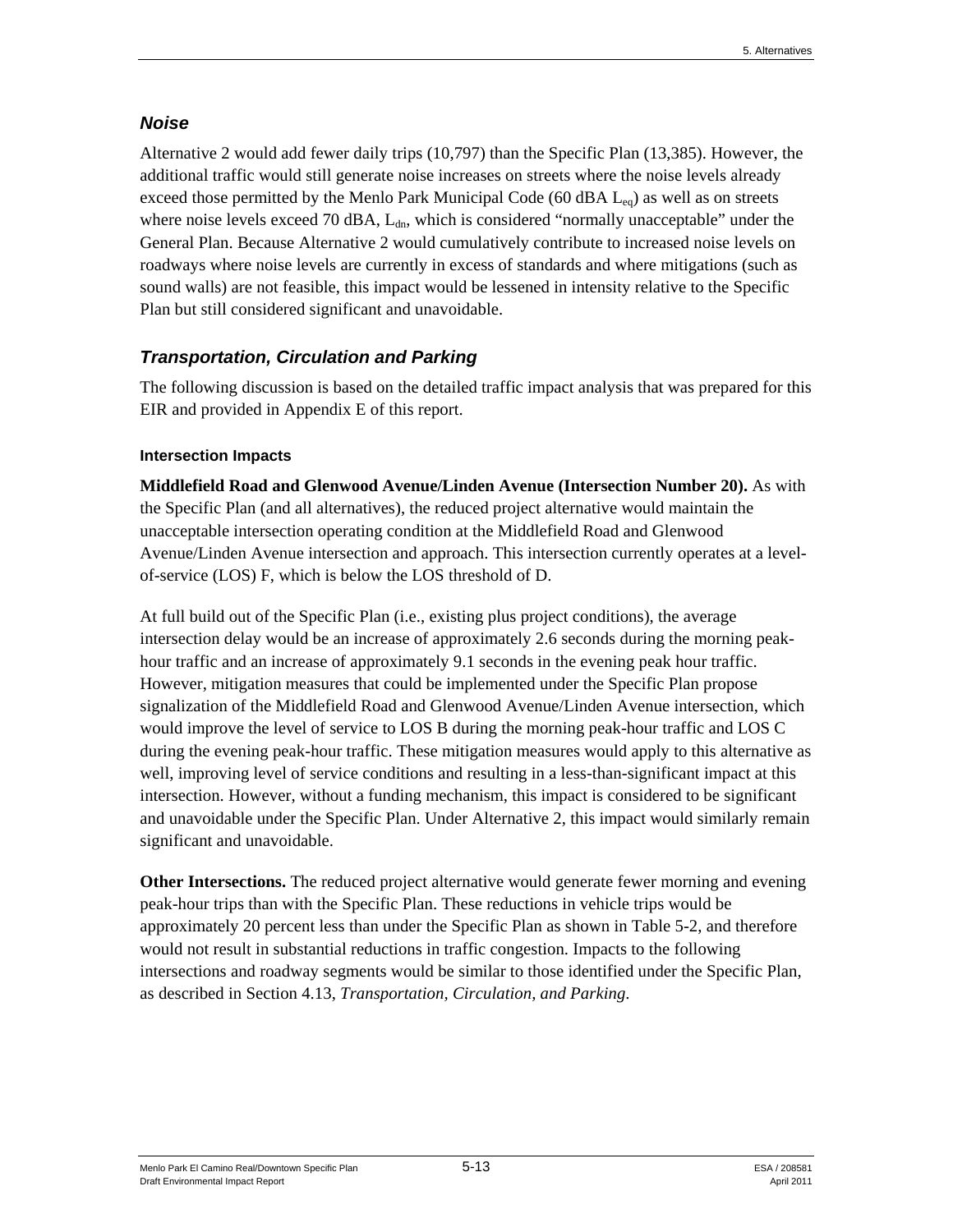### *Noise*

Alternative 2 would add fewer daily trips (10,797) than the Specific Plan (13,385). However, the additional traffic would still generate noise increases on streets where the noise levels already exceed those permitted by the Menlo Park Municipal Code (60 dBA $L_{eq}$) as well as on streets where noise levels exceed 70 dBA, $L_{dn}$, which is considered "normally unacceptable" under the General Plan. Because Alternative 2 would cumulatively contribute to increased noise levels on roadways where noise levels are currently in excess of standards and where mitigations (such as sound walls) are not feasible, this impact would be lessened in intensity relative to the Specific Plan but still considered significant and unavoidable.

### *Transportation, Circulation and Parking*

The following discussion is based on the detailed traffic impact analysis that was prepared for this EIR and provided in Appendix E of this report.

#### Intersection Impacts

**Middlefield Road and Glenwood Avenue/Linden Avenue (Intersection Number 20).** As with the Specific Plan (and all alternatives), the reduced project alternative would maintain the unacceptable intersection operating condition at the Middlefield Road and Glenwood Avenue/Linden Avenue intersection and approach. This intersection currently operates at a level-of-service (LOS) F, which is below the LOS threshold of D.

At full build out of the Specific Plan (i.e., existing plus project conditions), the average intersection delay would be an increase of approximately 2.6 seconds during the morning peak-hour traffic and an increase of approximately 9.1 seconds in the evening peak hour traffic. However, mitigation measures that could be implemented under the Specific Plan propose signalization of the Middlefield Road and Glenwood Avenue/Linden Avenue intersection, which would improve the level of service to LOS B during the morning peak-hour traffic and LOS C during the evening peak-hour traffic. These mitigation measures would apply to this alternative as well, improving level of service conditions and resulting in a less-than-significant impact at this intersection. However, without a funding mechanism, this impact is considered to be significant and unavoidable under the Specific Plan. Under Alternative 2, this impact would similarly remain significant and unavoidable.

**Other Intersections.** The reduced project alternative would generate fewer morning and evening peak-hour trips than with the Specific Plan. These reductions in vehicle trips would be approximately 20 percent less than under the Specific Plan as shown in Table 5-2, and therefore would not result in substantial reductions in traffic congestion. Impacts to the following intersections and roadway segments would be similar to those identified under the Specific Plan, as described in Section 4.13, *Transportation, Circulation, and Parking*.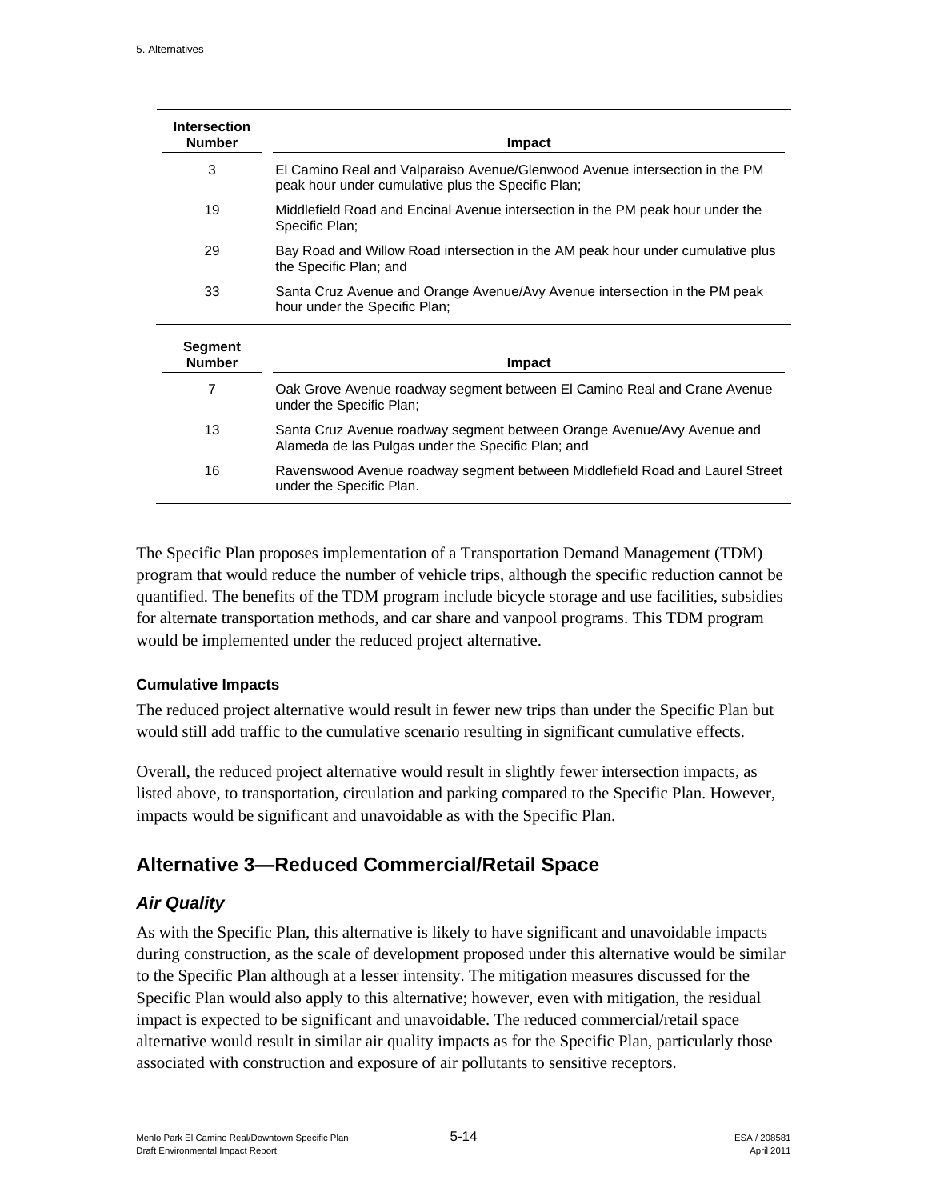| Intersection Number | Impact |
|---|---|
| 3 | El Camino Real and Valparaiso Avenue/Glenwood Avenue intersection in the PM peak hour under cumulative plus the Specific Plan; |
| 19 | Middlefield Road and Encinal Avenue intersection in the PM peak hour under the Specific Plan; |
| 29 | Bay Road and Willow Road intersection in the AM peak hour under cumulative plus the Specific Plan; and |
| 33 | Santa Cruz Avenue and Orange Avenue/Avy Avenue intersection in the PM peak hour under the Specific Plan; |

| Segment Number | Impact |
|---|---|
| 7 | Oak Grove Avenue roadway segment between El Camino Real and Crane Avenue under the Specific Plan; |
| 13 | Santa Cruz Avenue roadway segment between Orange Avenue/Avy Avenue and Alameda de las Pulgas under the Specific Plan; and |
| 16 | Ravenswood Avenue roadway segment between Middlefield Road and Laurel Street under the Specific Plan. |

The Specific Plan proposes implementation of a Transportation Demand Management (TDM) program that would reduce the number of vehicle trips, although the specific reduction cannot be quantified. The benefits of the TDM program include bicycle storage and use facilities, subsidies for alternate transportation methods, and car share and vanpool programs. This TDM program would be implemented under the reduced project alternative.

#### Cumulative Impacts

The reduced project alternative would result in fewer new trips than under the Specific Plan but would still add traffic to the cumulative scenario resulting in significant cumulative effects.

Overall, the reduced project alternative would result in slightly fewer intersection impacts, as listed above, to transportation, circulation and parking compared to the Specific Plan. However, impacts would be significant and unavoidable as with the Specific Plan.

## Alternative 3—Reduced Commercial/Retail Space

### *Air Quality*

As with the Specific Plan, this alternative is likely to have significant and unavoidable impacts during construction, as the scale of development proposed under this alternative would be similar to the Specific Plan although at a lesser intensity. The mitigation measures discussed for the Specific Plan would also apply to this alternative; however, even with mitigation, the residual impact is expected to be significant and unavoidable. The reduced commercial/retail space alternative would result in similar air quality impacts as for the Specific Plan, particularly those associated with construction and exposure of air pollutants to sensitive receptors.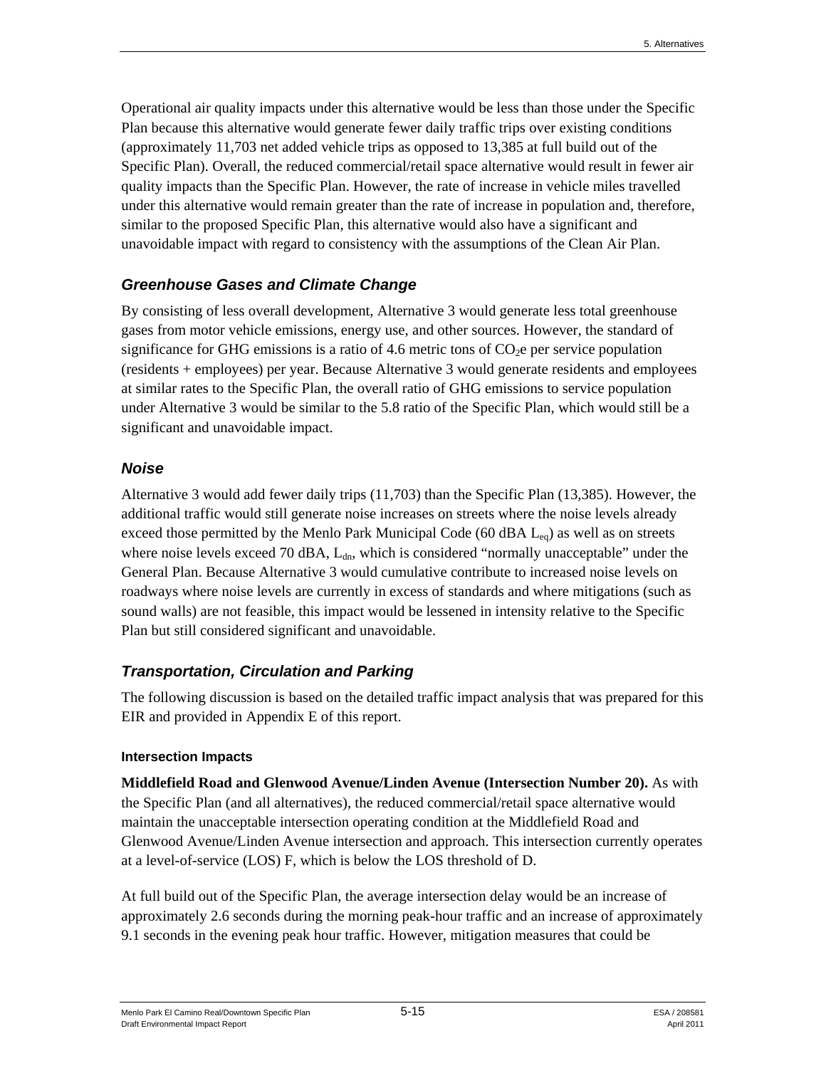Operational air quality impacts under this alternative would be less than those under the Specific Plan because this alternative would generate fewer daily traffic trips over existing conditions (approximately 11,703 net added vehicle trips as opposed to 13,385 at full build out of the Specific Plan). Overall, the reduced commercial/retail space alternative would result in fewer air quality impacts than the Specific Plan. However, the rate of increase in vehicle miles travelled under this alternative would remain greater than the rate of increase in population and, therefore, similar to the proposed Specific Plan, this alternative would also have a significant and unavoidable impact with regard to consistency with the assumptions of the Clean Air Plan.

### *Greenhouse Gases and Climate Change*

By consisting of less overall development, Alternative 3 would generate less total greenhouse gases from motor vehicle emissions, energy use, and other sources. However, the standard of significance for GHG emissions is a ratio of 4.6 metric tons of $CO_2$e per service population (residents + employees) per year. Because Alternative 3 would generate residents and employees at similar rates to the Specific Plan, the overall ratio of GHG emissions to service population under Alternative 3 would be similar to the 5.8 ratio of the Specific Plan, which would still be a significant and unavoidable impact.

### *Noise*

Alternative 3 would add fewer daily trips (11,703) than the Specific Plan (13,385). However, the additional traffic would still generate noise increases on streets where the noise levels already exceed those permitted by the Menlo Park Municipal Code (60 dBA $L_{eq}$) as well as on streets where noise levels exceed 70 dBA, $L_{dn}$, which is considered "normally unacceptable" under the General Plan. Because Alternative 3 would cumulative contribute to increased noise levels on roadways where noise levels are currently in excess of standards and where mitigations (such as sound walls) are not feasible, this impact would be lessened in intensity relative to the Specific Plan but still considered significant and unavoidable.

### *Transportation, Circulation and Parking*

The following discussion is based on the detailed traffic impact analysis that was prepared for this EIR and provided in Appendix E of this report.

#### Intersection Impacts

**Middlefield Road and Glenwood Avenue/Linden Avenue (Intersection Number 20).** As with the Specific Plan (and all alternatives), the reduced commercial/retail space alternative would maintain the unacceptable intersection operating condition at the Middlefield Road and Glenwood Avenue/Linden Avenue intersection and approach. This intersection currently operates at a level-of-service (LOS) F, which is below the LOS threshold of D.

At full build out of the Specific Plan, the average intersection delay would be an increase of approximately 2.6 seconds during the morning peak-hour traffic and an increase of approximately 9.1 seconds in the evening peak hour traffic. However, mitigation measures that could be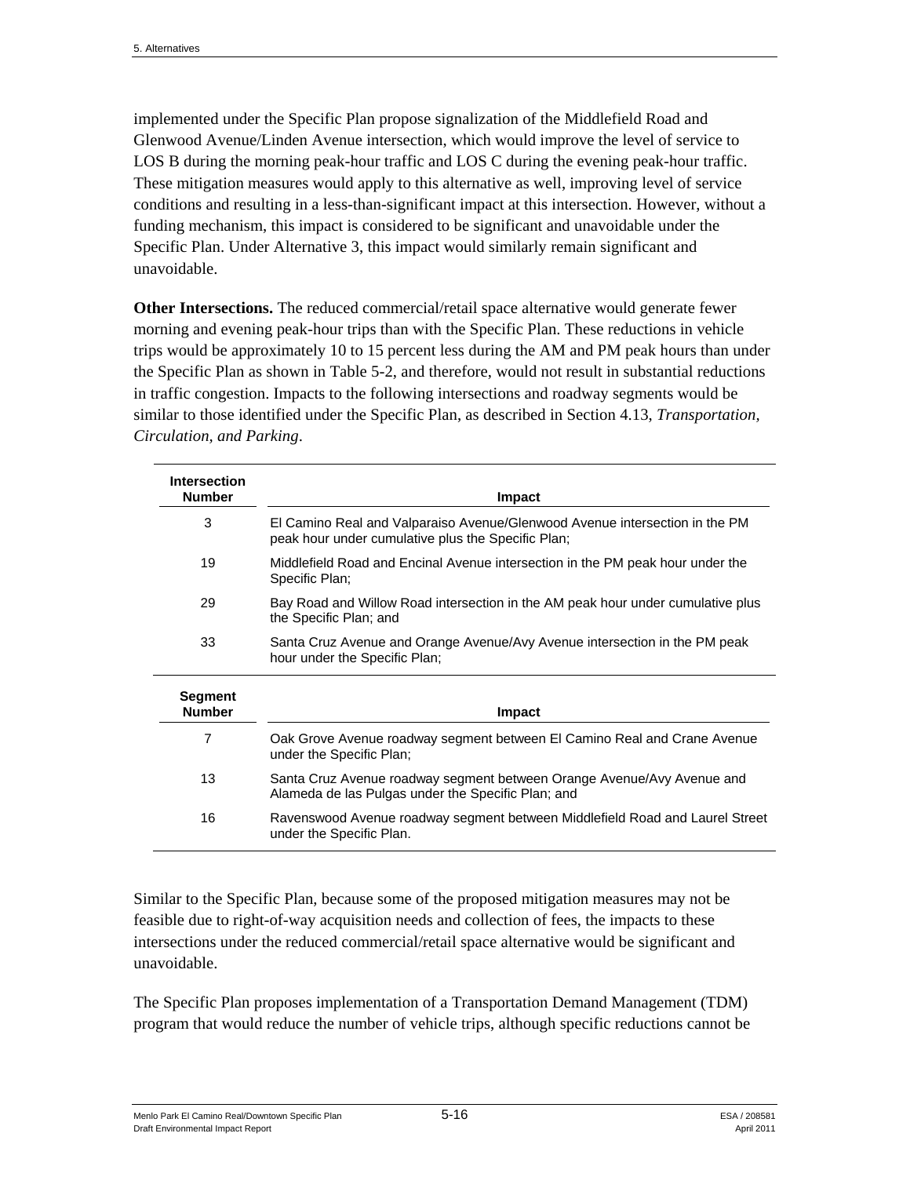implemented under the Specific Plan propose signalization of the Middlefield Road and Glenwood Avenue/Linden Avenue intersection, which would improve the level of service to LOS B during the morning peak-hour traffic and LOS C during the evening peak-hour traffic. These mitigation measures would apply to this alternative as well, improving level of service conditions and resulting in a less-than-significant impact at this intersection. However, without a funding mechanism, this impact is considered to be significant and unavoidable under the Specific Plan. Under Alternative 3, this impact would similarly remain significant and unavoidable.

**Other Intersections.** The reduced commercial/retail space alternative would generate fewer morning and evening peak-hour trips than with the Specific Plan. These reductions in vehicle trips would be approximately 10 to 15 percent less during the AM and PM peak hours than under the Specific Plan as shown in Table 5-2, and therefore, would not result in substantial reductions in traffic congestion. Impacts to the following intersections and roadway segments would be similar to those identified under the Specific Plan, as described in Section 4.13, *Transportation, Circulation, and Parking*.

| Intersection Number | Impact |
|---|---|
| 3 | El Camino Real and Valparaiso Avenue/Glenwood Avenue intersection in the PM peak hour under cumulative plus the Specific Plan; |
| 19 | Middlefield Road and Encinal Avenue intersection in the PM peak hour under the Specific Plan; |
| 29 | Bay Road and Willow Road intersection in the AM peak hour under cumulative plus the Specific Plan; and |
| 33 | Santa Cruz Avenue and Orange Avenue/Avy Avenue intersection in the PM peak hour under the Specific Plan; |

| Segment Number | Impact |
|---|---|
| 7 | Oak Grove Avenue roadway segment between El Camino Real and Crane Avenue under the Specific Plan; |
| 13 | Santa Cruz Avenue roadway segment between Orange Avenue/Avy Avenue and Alameda de las Pulgas under the Specific Plan; and |
| 16 | Ravenswood Avenue roadway segment between Middlefield Road and Laurel Street under the Specific Plan. |

Similar to the Specific Plan, because some of the proposed mitigation measures may not be feasible due to right-of-way acquisition needs and collection of fees, the impacts to these intersections under the reduced commercial/retail space alternative would be significant and unavoidable.

The Specific Plan proposes implementation of a Transportation Demand Management (TDM) program that would reduce the number of vehicle trips, although specific reductions cannot be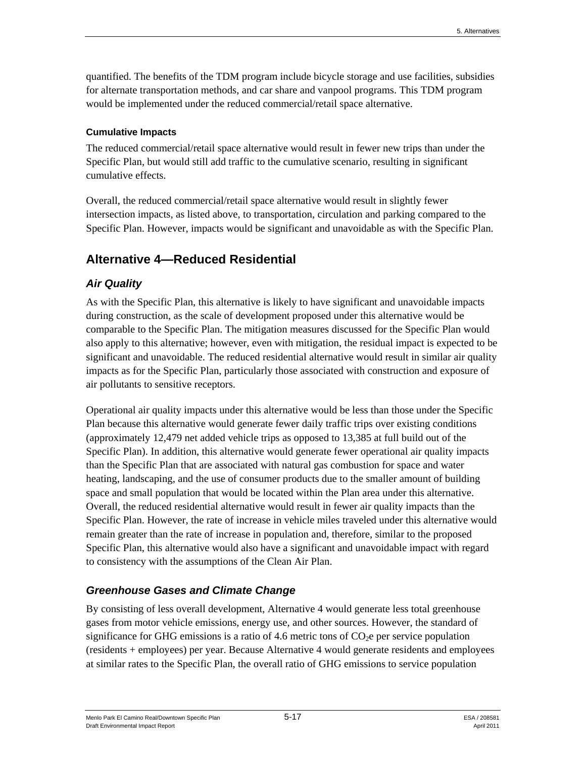quantified. The benefits of the TDM program include bicycle storage and use facilities, subsidies for alternate transportation methods, and car share and vanpool programs. This TDM program would be implemented under the reduced commercial/retail space alternative.

#### Cumulative Impacts

The reduced commercial/retail space alternative would result in fewer new trips than under the Specific Plan, but would still add traffic to the cumulative scenario, resulting in significant cumulative effects.

Overall, the reduced commercial/retail space alternative would result in slightly fewer intersection impacts, as listed above, to transportation, circulation and parking compared to the Specific Plan. However, impacts would be significant and unavoidable as with the Specific Plan.

## Alternative 4—Reduced Residential

### *Air Quality*

As with the Specific Plan, this alternative is likely to have significant and unavoidable impacts during construction, as the scale of development proposed under this alternative would be comparable to the Specific Plan. The mitigation measures discussed for the Specific Plan would also apply to this alternative; however, even with mitigation, the residual impact is expected to be significant and unavoidable. The reduced residential alternative would result in similar air quality impacts as for the Specific Plan, particularly those associated with construction and exposure of air pollutants to sensitive receptors.

Operational air quality impacts under this alternative would be less than those under the Specific Plan because this alternative would generate fewer daily traffic trips over existing conditions (approximately 12,479 net added vehicle trips as opposed to 13,385 at full build out of the Specific Plan). In addition, this alternative would generate fewer operational air quality impacts than the Specific Plan that are associated with natural gas combustion for space and water heating, landscaping, and the use of consumer products due to the smaller amount of building space and small population that would be located within the Plan area under this alternative. Overall, the reduced residential alternative would result in fewer air quality impacts than the Specific Plan. However, the rate of increase in vehicle miles traveled under this alternative would remain greater than the rate of increase in population and, therefore, similar to the proposed Specific Plan, this alternative would also have a significant and unavoidable impact with regard to consistency with the assumptions of the Clean Air Plan.

### *Greenhouse Gases and Climate Change*

By consisting of less overall development, Alternative 4 would generate less total greenhouse gases from motor vehicle emissions, energy use, and other sources. However, the standard of significance for GHG emissions is a ratio of 4.6 metric tons of $CO_2$e per service population (residents + employees) per year. Because Alternative 4 would generate residents and employees at similar rates to the Specific Plan, the overall ratio of GHG emissions to service population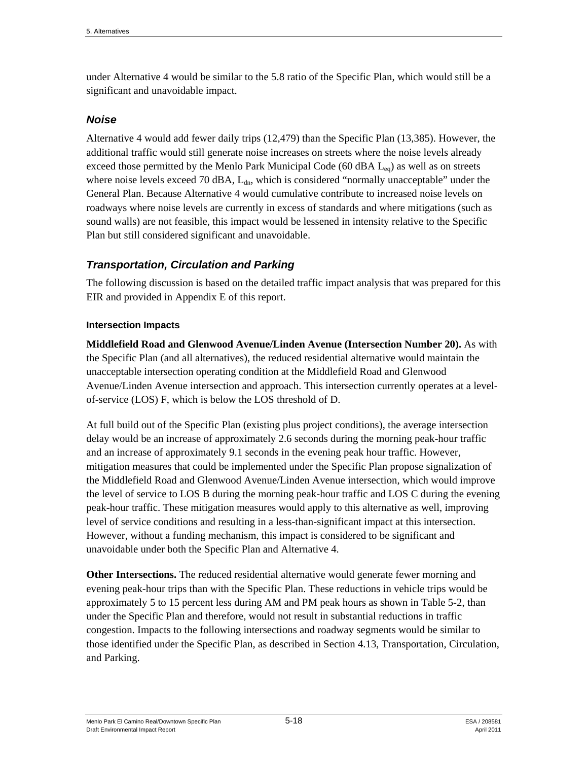under Alternative 4 would be similar to the 5.8 ratio of the Specific Plan, which would still be a significant and unavoidable impact.

## *Noise*

Alternative 4 would add fewer daily trips (12,479) than the Specific Plan (13,385). However, the additional traffic would still generate noise increases on streets where the noise levels already exceed those permitted by the Menlo Park Municipal Code (60 dBA $L_{eq}$) as well as on streets where noise levels exceed 70 dBA, $L_{dn}$, which is considered "normally unacceptable" under the General Plan. Because Alternative 4 would cumulative contribute to increased noise levels on roadways where noise levels are currently in excess of standards and where mitigations (such as sound walls) are not feasible, this impact would be lessened in intensity relative to the Specific Plan but still considered significant and unavoidable.

## *Transportation, Circulation and Parking*

The following discussion is based on the detailed traffic impact analysis that was prepared for this EIR and provided in Appendix E of this report.

### Intersection Impacts

**Middlefield Road and Glenwood Avenue/Linden Avenue (Intersection Number 20).** As with the Specific Plan (and all alternatives), the reduced residential alternative would maintain the unacceptable intersection operating condition at the Middlefield Road and Glenwood Avenue/Linden Avenue intersection and approach. This intersection currently operates at a level-of-service (LOS) F, which is below the LOS threshold of D.

At full build out of the Specific Plan (existing plus project conditions), the average intersection delay would be an increase of approximately 2.6 seconds during the morning peak-hour traffic and an increase of approximately 9.1 seconds in the evening peak hour traffic. However, mitigation measures that could be implemented under the Specific Plan propose signalization of the Middlefield Road and Glenwood Avenue/Linden Avenue intersection, which would improve the level of service to LOS B during the morning peak-hour traffic and LOS C during the evening peak-hour traffic. These mitigation measures would apply to this alternative as well, improving level of service conditions and resulting in a less-than-significant impact at this intersection. However, without a funding mechanism, this impact is considered to be significant and unavoidable under both the Specific Plan and Alternative 4.

**Other Intersections.** The reduced residential alternative would generate fewer morning and evening peak-hour trips than with the Specific Plan. These reductions in vehicle trips would be approximately 5 to 15 percent less during AM and PM peak hours as shown in Table 5-2, than under the Specific Plan and therefore, would not result in substantial reductions in traffic congestion. Impacts to the following intersections and roadway segments would be similar to those identified under the Specific Plan, as described in Section 4.13, Transportation, Circulation, and Parking.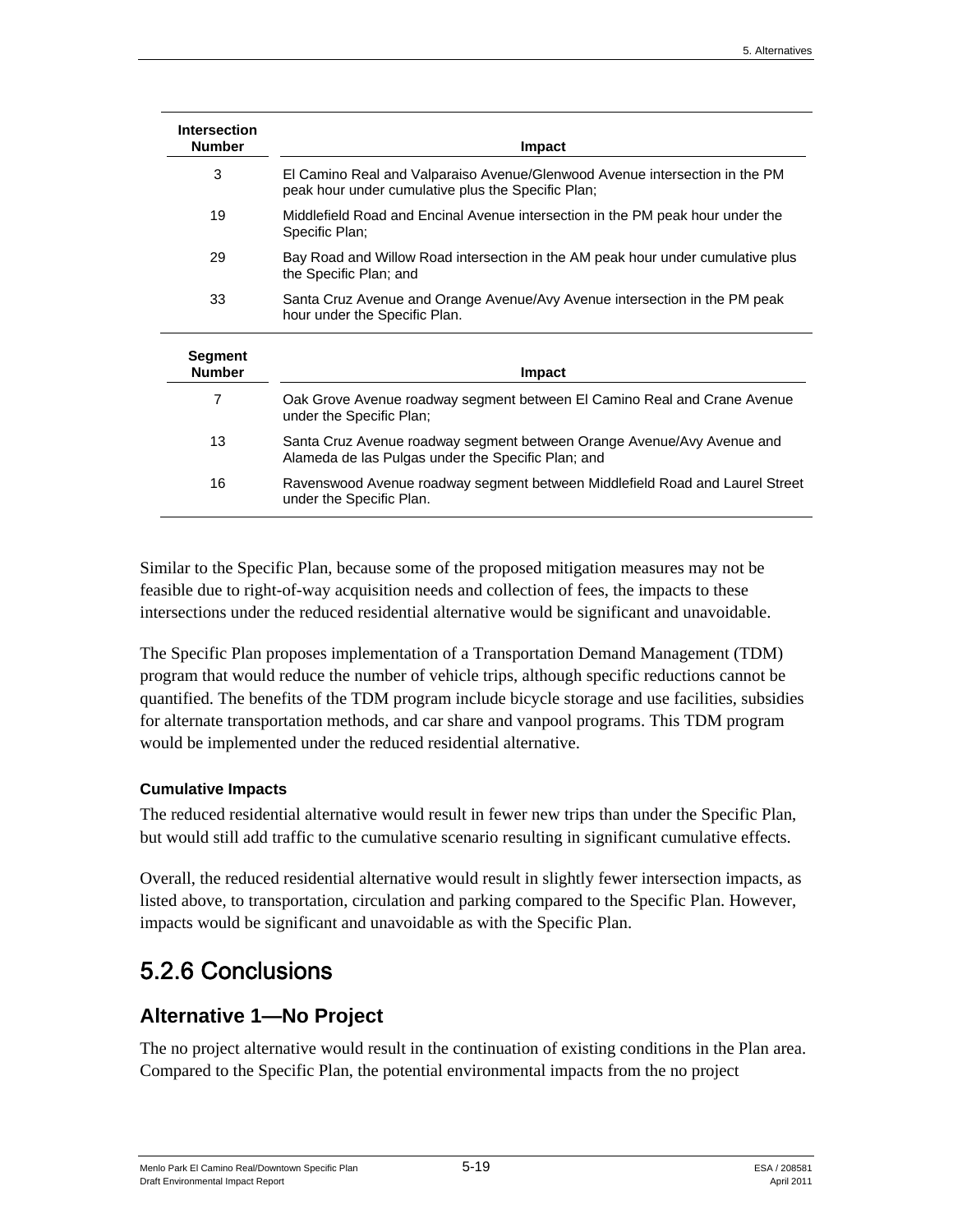| Intersection Number | Impact |
|---|---|
| 3 | El Camino Real and Valparaiso Avenue/Glenwood Avenue intersection in the PM peak hour under cumulative plus the Specific Plan; |
| 19 | Middlefield Road and Encinal Avenue intersection in the PM peak hour under the Specific Plan; |
| 29 | Bay Road and Willow Road intersection in the AM peak hour under cumulative plus the Specific Plan; and |
| 33 | Santa Cruz Avenue and Orange Avenue/Avy Avenue intersection in the PM peak hour under the Specific Plan. |

| Segment Number | Impact |
|---|---|
| 7 | Oak Grove Avenue roadway segment between El Camino Real and Crane Avenue under the Specific Plan; |
| 13 | Santa Cruz Avenue roadway segment between Orange Avenue/Avy Avenue and Alameda de las Pulgas under the Specific Plan; and |
| 16 | Ravenswood Avenue roadway segment between Middlefield Road and Laurel Street under the Specific Plan. |

Similar to the Specific Plan, because some of the proposed mitigation measures may not be feasible due to right-of-way acquisition needs and collection of fees, the impacts to these intersections under the reduced residential alternative would be significant and unavoidable.

The Specific Plan proposes implementation of a Transportation Demand Management (TDM) program that would reduce the number of vehicle trips, although specific reductions cannot be quantified. The benefits of the TDM program include bicycle storage and use facilities, subsidies for alternate transportation methods, and car share and vanpool programs. This TDM program would be implemented under the reduced residential alternative.

#### Cumulative Impacts

The reduced residential alternative would result in fewer new trips than under the Specific Plan, but would still add traffic to the cumulative scenario resulting in significant cumulative effects.

Overall, the reduced residential alternative would result in slightly fewer intersection impacts, as listed above, to transportation, circulation and parking compared to the Specific Plan. However, impacts would be significant and unavoidable as with the Specific Plan.

## 5.2.6 Conclusions

### Alternative 1—No Project

The no project alternative would result in the continuation of existing conditions in the Plan area. Compared to the Specific Plan, the potential environmental impacts from the no project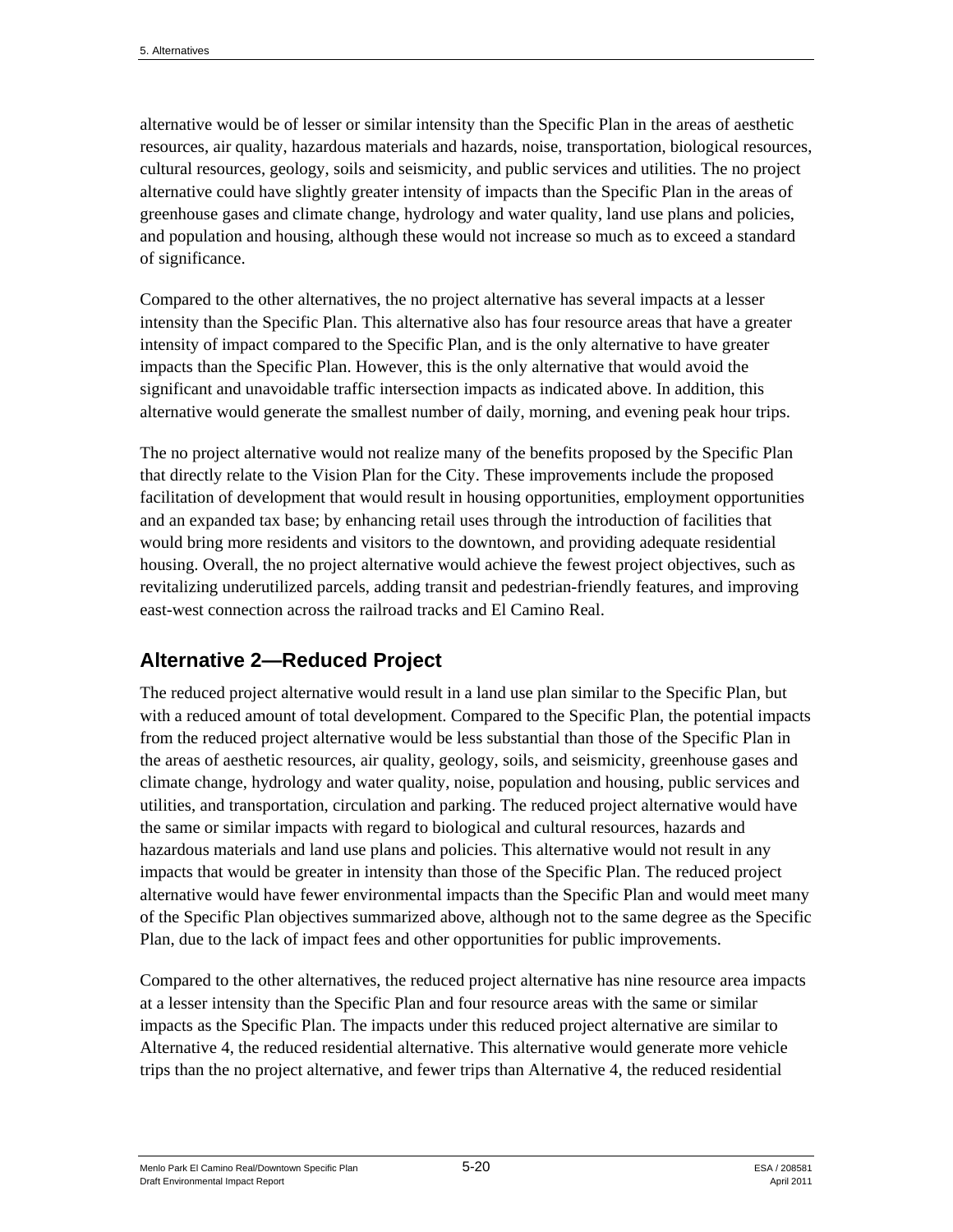alternative would be of lesser or similar intensity than the Specific Plan in the areas of aesthetic resources, air quality, hazardous materials and hazards, noise, transportation, biological resources, cultural resources, geology, soils and seismicity, and public services and utilities. The no project alternative could have slightly greater intensity of impacts than the Specific Plan in the areas of greenhouse gases and climate change, hydrology and water quality, land use plans and policies, and population and housing, although these would not increase so much as to exceed a standard of significance.

Compared to the other alternatives, the no project alternative has several impacts at a lesser intensity than the Specific Plan. This alternative also has four resource areas that have a greater intensity of impact compared to the Specific Plan, and is the only alternative to have greater impacts than the Specific Plan. However, this is the only alternative that would avoid the significant and unavoidable traffic intersection impacts as indicated above. In addition, this alternative would generate the smallest number of daily, morning, and evening peak hour trips.

The no project alternative would not realize many of the benefits proposed by the Specific Plan that directly relate to the Vision Plan for the City. These improvements include the proposed facilitation of development that would result in housing opportunities, employment opportunities and an expanded tax base; by enhancing retail uses through the introduction of facilities that would bring more residents and visitors to the downtown, and providing adequate residential housing. Overall, the no project alternative would achieve the fewest project objectives, such as revitalizing underutilized parcels, adding transit and pedestrian-friendly features, and improving east-west connection across the railroad tracks and El Camino Real.

## Alternative 2—Reduced Project

The reduced project alternative would result in a land use plan similar to the Specific Plan, but with a reduced amount of total development. Compared to the Specific Plan, the potential impacts from the reduced project alternative would be less substantial than those of the Specific Plan in the areas of aesthetic resources, air quality, geology, soils, and seismicity, greenhouse gases and climate change, hydrology and water quality, noise, population and housing, public services and utilities, and transportation, circulation and parking. The reduced project alternative would have the same or similar impacts with regard to biological and cultural resources, hazards and hazardous materials and land use plans and policies. This alternative would not result in any impacts that would be greater in intensity than those of the Specific Plan. The reduced project alternative would have fewer environmental impacts than the Specific Plan and would meet many of the Specific Plan objectives summarized above, although not to the same degree as the Specific Plan, due to the lack of impact fees and other opportunities for public improvements.

Compared to the other alternatives, the reduced project alternative has nine resource area impacts at a lesser intensity than the Specific Plan and four resource areas with the same or similar impacts as the Specific Plan. The impacts under this reduced project alternative are similar to Alternative 4, the reduced residential alternative. This alternative would generate more vehicle trips than the no project alternative, and fewer trips than Alternative 4, the reduced residential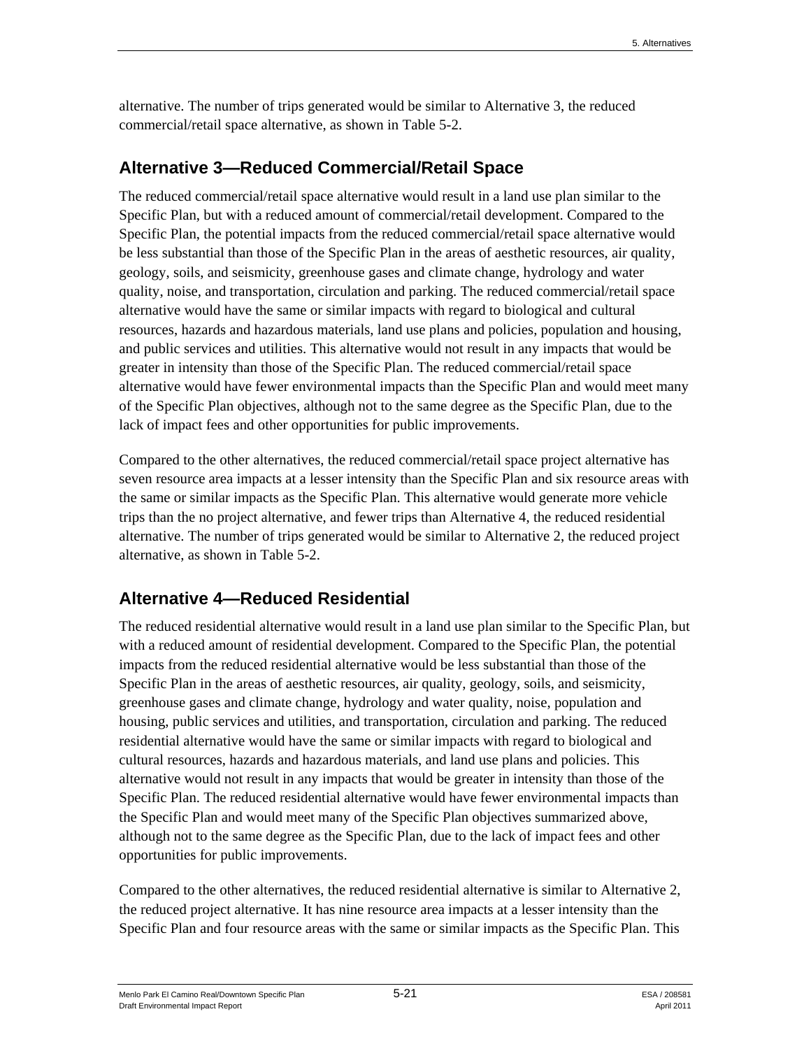alternative. The number of trips generated would be similar to Alternative 3, the reduced commercial/retail space alternative, as shown in Table 5-2.

## Alternative 3—Reduced Commercial/Retail Space

The reduced commercial/retail space alternative would result in a land use plan similar to the Specific Plan, but with a reduced amount of commercial/retail development. Compared to the Specific Plan, the potential impacts from the reduced commercial/retail space alternative would be less substantial than those of the Specific Plan in the areas of aesthetic resources, air quality, geology, soils, and seismicity, greenhouse gases and climate change, hydrology and water quality, noise, and transportation, circulation and parking. The reduced commercial/retail space alternative would have the same or similar impacts with regard to biological and cultural resources, hazards and hazardous materials, land use plans and policies, population and housing, and public services and utilities. This alternative would not result in any impacts that would be greater in intensity than those of the Specific Plan. The reduced commercial/retail space alternative would have fewer environmental impacts than the Specific Plan and would meet many of the Specific Plan objectives, although not to the same degree as the Specific Plan, due to the lack of impact fees and other opportunities for public improvements.

Compared to the other alternatives, the reduced commercial/retail space project alternative has seven resource area impacts at a lesser intensity than the Specific Plan and six resource areas with the same or similar impacts as the Specific Plan. This alternative would generate more vehicle trips than the no project alternative, and fewer trips than Alternative 4, the reduced residential alternative. The number of trips generated would be similar to Alternative 2, the reduced project alternative, as shown in Table 5-2.

## Alternative 4—Reduced Residential

The reduced residential alternative would result in a land use plan similar to the Specific Plan, but with a reduced amount of residential development. Compared to the Specific Plan, the potential impacts from the reduced residential alternative would be less substantial than those of the Specific Plan in the areas of aesthetic resources, air quality, geology, soils, and seismicity, greenhouse gases and climate change, hydrology and water quality, noise, population and housing, public services and utilities, and transportation, circulation and parking. The reduced residential alternative would have the same or similar impacts with regard to biological and cultural resources, hazards and hazardous materials, and land use plans and policies. This alternative would not result in any impacts that would be greater in intensity than those of the Specific Plan. The reduced residential alternative would have fewer environmental impacts than the Specific Plan and would meet many of the Specific Plan objectives summarized above, although not to the same degree as the Specific Plan, due to the lack of impact fees and other opportunities for public improvements.

Compared to the other alternatives, the reduced residential alternative is similar to Alternative 2, the reduced project alternative. It has nine resource area impacts at a lesser intensity than the Specific Plan and four resource areas with the same or similar impacts as the Specific Plan. This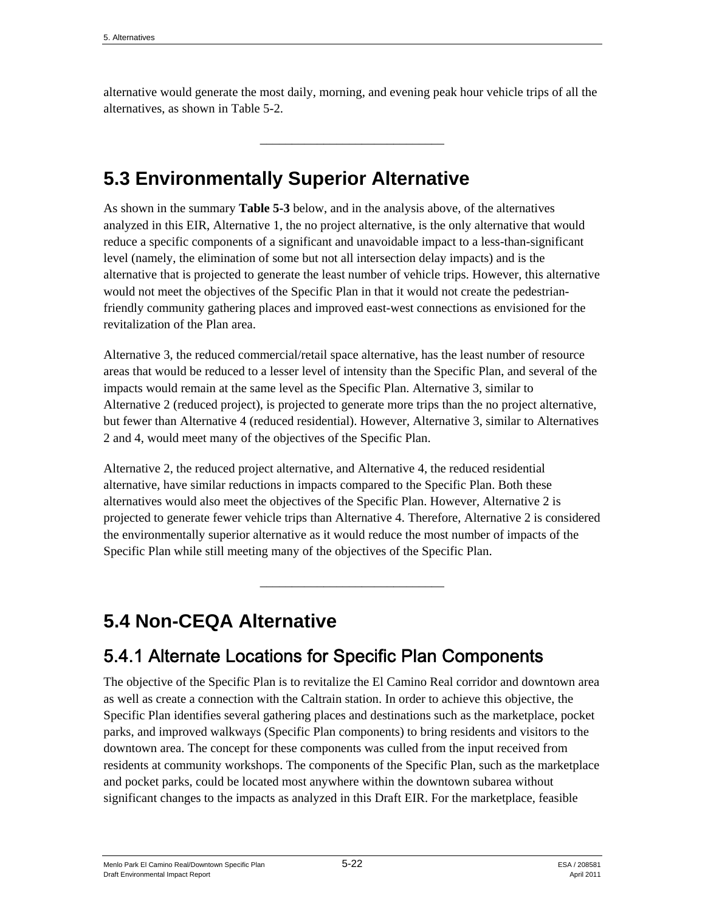alternative would generate the most daily, morning, and evening peak hour vehicle trips of all the alternatives, as shown in Table 5-2.

---

## 5.3 Environmentally Superior Alternative

As shown in the summary **Table 5-3** below, and in the analysis above, of the alternatives analyzed in this EIR, Alternative 1, the no project alternative, is the only alternative that would reduce a specific components of a significant and unavoidable impact to a less-than-significant level (namely, the elimination of some but not all intersection delay impacts) and is the alternative that is projected to generate the least number of vehicle trips. However, this alternative would not meet the objectives of the Specific Plan in that it would not create the pedestrian-friendly community gathering places and improved east-west connections as envisioned for the revitalization of the Plan area.

Alternative 3, the reduced commercial/retail space alternative, has the least number of resource areas that would be reduced to a lesser level of intensity than the Specific Plan, and several of the impacts would remain at the same level as the Specific Plan. Alternative 3, similar to Alternative 2 (reduced project), is projected to generate more trips than the no project alternative, but fewer than Alternative 4 (reduced residential). However, Alternative 3, similar to Alternatives 2 and 4, would meet many of the objectives of the Specific Plan.

Alternative 2, the reduced project alternative, and Alternative 4, the reduced residential alternative, have similar reductions in impacts compared to the Specific Plan. Both these alternatives would also meet the objectives of the Specific Plan. However, Alternative 2 is projected to generate fewer vehicle trips than Alternative 4. Therefore, Alternative 2 is considered the environmentally superior alternative as it would reduce the most number of impacts of the Specific Plan while still meeting many of the objectives of the Specific Plan.

---

## 5.4 Non-CEQA Alternative

### 5.4.1 Alternate Locations for Specific Plan Components

The objective of the Specific Plan is to revitalize the El Camino Real corridor and downtown area as well as create a connection with the Caltrain station. In order to achieve this objective, the Specific Plan identifies several gathering places and destinations such as the marketplace, pocket parks, and improved walkways (Specific Plan components) to bring residents and visitors to the downtown area. The concept for these components was culled from the input received from residents at community workshops. The components of the Specific Plan, such as the marketplace and pocket parks, could be located most anywhere within the downtown subarea without significant changes to the impacts as analyzed in this Draft EIR. For the marketplace, feasible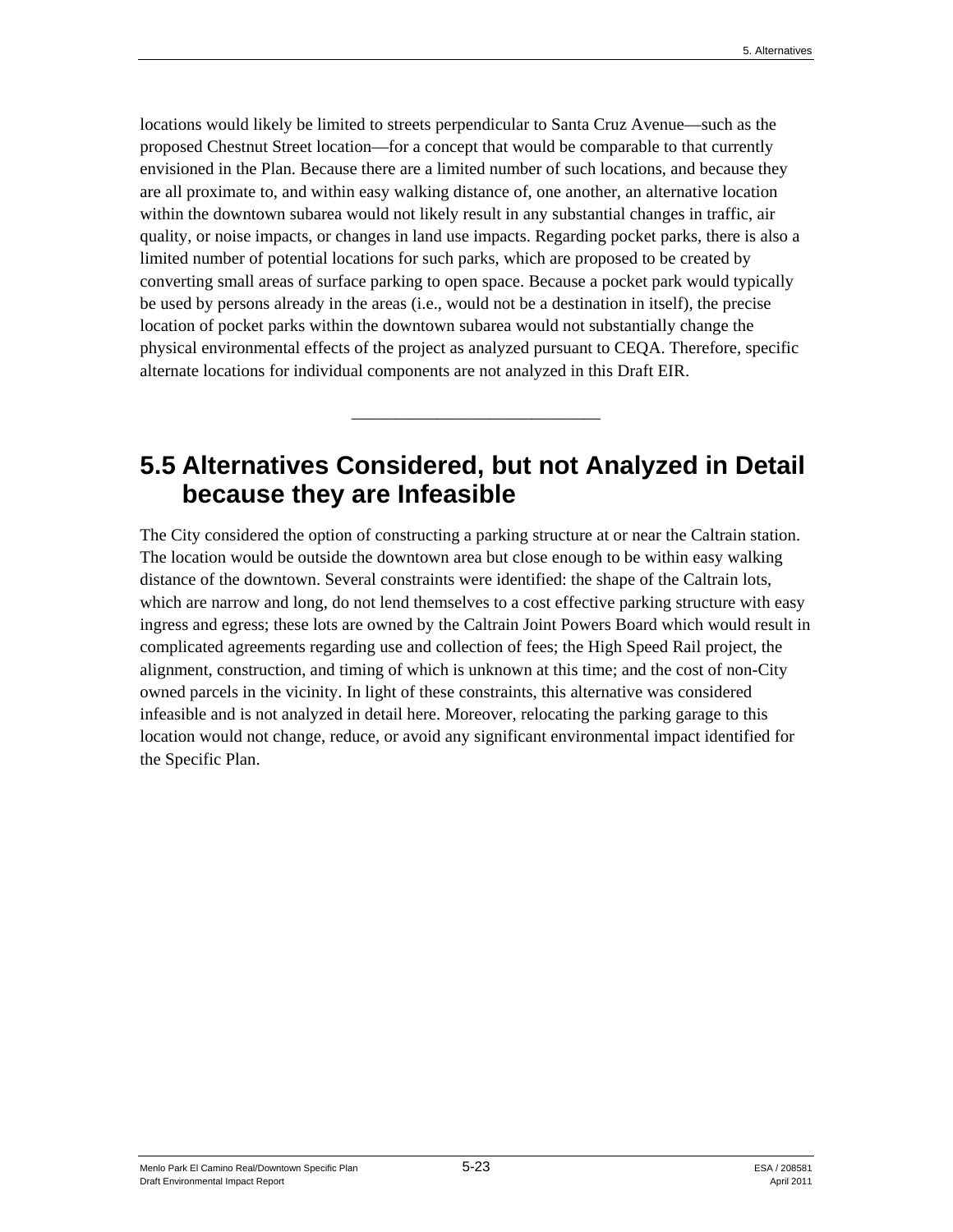locations would likely be limited to streets perpendicular to Santa Cruz Avenue—such as the proposed Chestnut Street location—for a concept that would be comparable to that currently envisioned in the Plan. Because there are a limited number of such locations, and because they are all proximate to, and within easy walking distance of, one another, an alternative location within the downtown subarea would not likely result in any substantial changes in traffic, air quality, or noise impacts, or changes in land use impacts. Regarding pocket parks, there is also a limited number of potential locations for such parks, which are proposed to be created by converting small areas of surface parking to open space. Because a pocket park would typically be used by persons already in the areas (i.e., would not be a destination in itself), the precise location of pocket parks within the downtown subarea would not substantially change the physical environmental effects of the project as analyzed pursuant to CEQA. Therefore, specific alternate locations for individual components are not analyzed in this Draft EIR.

---

## 5.5 Alternatives Considered, but not Analyzed in Detail because they are Infeasible

The City considered the option of constructing a parking structure at or near the Caltrain station. The location would be outside the downtown area but close enough to be within easy walking distance of the downtown. Several constraints were identified: the shape of the Caltrain lots, which are narrow and long, do not lend themselves to a cost effective parking structure with easy ingress and egress; these lots are owned by the Caltrain Joint Powers Board which would result in complicated agreements regarding use and collection of fees; the High Speed Rail project, the alignment, construction, and timing of which is unknown at this time; and the cost of non-City owned parcels in the vicinity. In light of these constraints, this alternative was considered infeasible and is not analyzed in detail here. Moreover, relocating the parking garage to this location would not change, reduce, or avoid any significant environmental impact identified for the Specific Plan.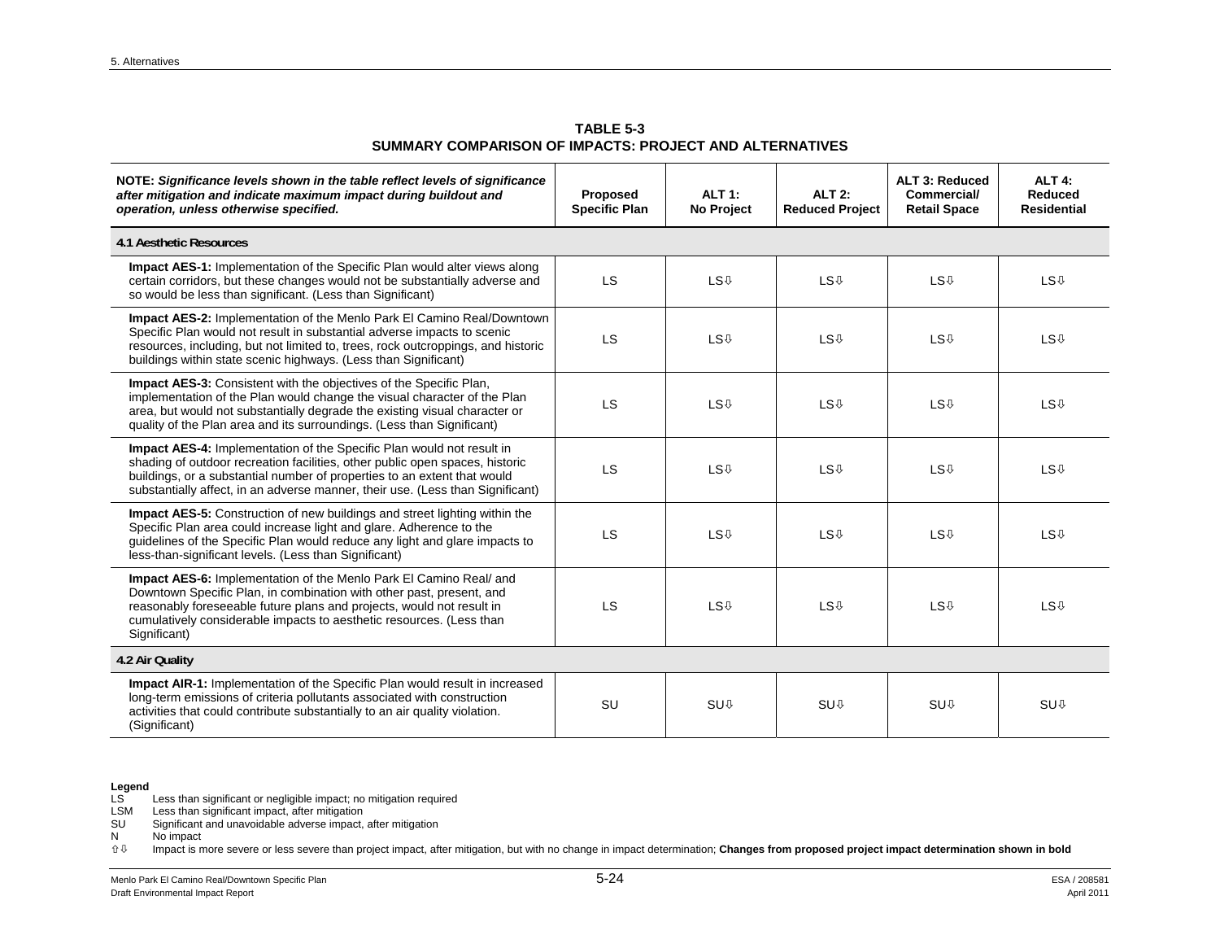**TABLE 5-3**
**SUMMARY COMPARISON OF IMPACTS: PROJECT AND ALTERNATIVES**

| NOTE: ***Significance levels shown in the table reflect levels of significance after mitigation and indicate maximum impact during buildout and operation, unless otherwise specified.*** | Proposed Specific Plan | ALT 1: No Project | ALT 2: Reduced Project | ALT 3: Reduced Commercial/ Retail Space | ALT 4: Reduced Residential |
|---|---|---|---|---|---|
| **4.1 Aesthetic Resources** | | | | | |
| **Impact AES-1:** Implementation of the Specific Plan would alter views along certain corridors, but these changes would not be substantially adverse and so would be less than significant. (Less than Significant) | LS | LS⇩ | LS⇩ | LS⇩ | LS⇩ |
| **Impact AES-2:** Implementation of the Menlo Park El Camino Real/Downtown Specific Plan would not result in substantial adverse impacts to scenic resources, including, but not limited to, trees, rock outcroppings, and historic buildings within state scenic highways. (Less than Significant) | LS | LS⇩ | LS⇩ | LS⇩ | LS⇩ |
| **Impact AES-3:** Consistent with the objectives of the Specific Plan, implementation of the Plan would change the visual character of the Plan area, but would not substantially degrade the existing visual character or quality of the Plan area and its surroundings. (Less than Significant) | LS | LS⇩ | LS⇩ | LS⇩ | LS⇩ |
| **Impact AES-4:** Implementation of the Specific Plan would not result in shading of outdoor recreation facilities, other public open spaces, historic buildings, or a substantial number of properties to an extent that would substantially affect, in an adverse manner, their use. (Less than Significant) | LS | LS⇩ | LS⇩ | LS⇩ | LS⇩ |
| **Impact AES-5:** Construction of new buildings and street lighting within the Specific Plan area could increase light and glare. Adherence to the guidelines of the Specific Plan would reduce any light and glare impacts to less-than-significant levels. (Less than Significant) | LS | LS⇩ | LS⇩ | LS⇩ | LS⇩ |
| **Impact AES-6:** Implementation of the Menlo Park El Camino Real/ and Downtown Specific Plan, in combination with other past, present, and reasonably foreseeable future plans and projects, would not result in cumulatively considerable impacts to aesthetic resources. (Less than Significant) | LS | LS⇩ | LS⇩ | LS⇩ | LS⇩ |
| **4.2 Air Quality** | | | | | |
| **Impact AIR-1:** Implementation of the Specific Plan would result in increased long-term emissions of criteria pollutants associated with construction activities that could contribute substantially to an air quality violation. (Significant) | SU | SU⇩ | SU⇩ | SU⇩ | SU⇩ |

**Legend**
LS Less than significant or negligible impact; no mitigation required
LSM Less than significant impact, after mitigation
SU Significant and unavoidable adverse impact, after mitigation
N No impact
⇧⇩ Impact is more severe or less severe than project impact, after mitigation, but with no change in impact determination; **Changes from proposed project impact determination shown in bold**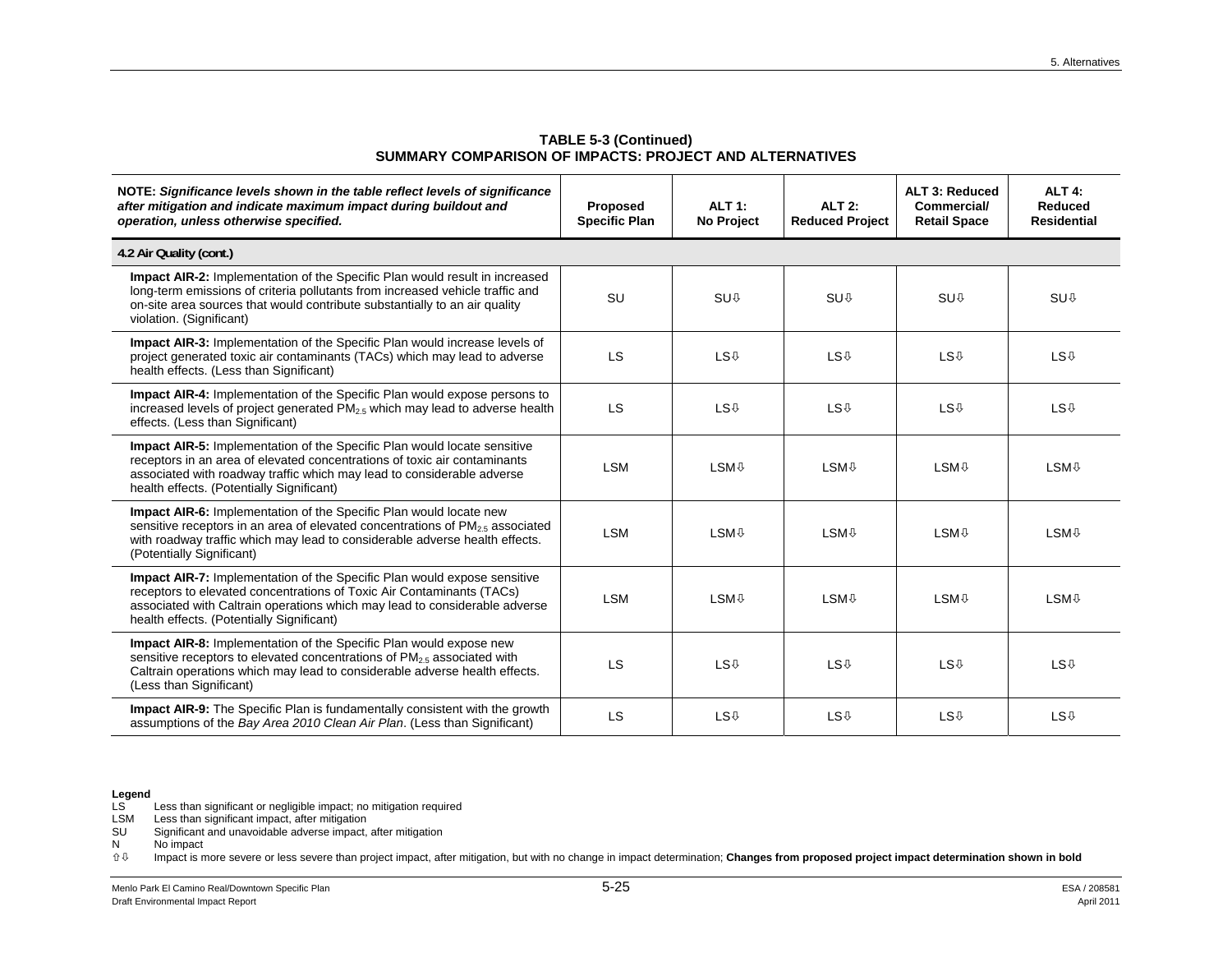**TABLE 5-3 (Continued)**
**SUMMARY COMPARISON OF IMPACTS: PROJECT AND ALTERNATIVES**

| ***NOTE: Significance levels shown in the table reflect levels of significance after mitigation and indicate maximum impact during buildout and operation, unless otherwise specified.*** | **Proposed Specific Plan** | **ALT 1: No Project** | **ALT 2: Reduced Project** | **ALT 3: Reduced Commercial/ Retail Space** | **ALT 4: Reduced Residential** |
|---|---|---|---|---|---|
| **4.2 Air Quality (cont.)** | | | | | |
| **Impact AIR-2:** Implementation of the Specific Plan would result in increased long-term emissions of criteria pollutants from increased vehicle traffic and on-site area sources that would contribute substantially to an air quality violation. (Significant) | SU | SU⇩ | SU⇩ | SU⇩ | SU⇩ |
| **Impact AIR-3:** Implementation of the Specific Plan would increase levels of project generated toxic air contaminants (TACs) which may lead to adverse health effects. (Less than Significant) | LS | LS⇩ | LS⇩ | LS⇩ | LS⇩ |
| **Impact AIR-4:** Implementation of the Specific Plan would expose persons to increased levels of project generated $PM_{2.5}$ which may lead to adverse health effects. (Less than Significant) | LS | LS⇩ | LS⇩ | LS⇩ | LS⇩ |
| **Impact AIR-5:** Implementation of the Specific Plan would locate sensitive receptors in an area of elevated concentrations of toxic air contaminants associated with roadway traffic which may lead to considerable adverse health effects. (Potentially Significant) | LSM | LSM⇩ | LSM⇩ | LSM⇩ | LSM⇩ |
| **Impact AIR-6:** Implementation of the Specific Plan would locate new sensitive receptors in an area of elevated concentrations of $PM_{2.5}$ associated with roadway traffic which may lead to considerable adverse health effects. (Potentially Significant) | LSM | LSM⇩ | LSM⇩ | LSM⇩ | LSM⇩ |
| **Impact AIR-7:** Implementation of the Specific Plan would expose sensitive receptors to elevated concentrations of Toxic Air Contaminants (TACs) associated with Caltrain operations which may lead to considerable adverse health effects. (Potentially Significant) | LSM | LSM⇩ | LSM⇩ | LSM⇩ | LSM⇩ |
| **Impact AIR-8:** Implementation of the Specific Plan would expose new sensitive receptors to elevated concentrations of $PM_{2.5}$ associated with Caltrain operations which may lead to considerable adverse health effects. (Less than Significant) | LS | LS⇩ | LS⇩ | LS⇩ | LS⇩ |
| **Impact AIR-9:** The Specific Plan is fundamentally consistent with the growth assumptions of the *Bay Area 2010 Clean Air Plan*. (Less than Significant) | LS | LS⇩ | LS⇩ | LS⇩ | LS⇩ |

**Legend**
LS Less than significant or negligible impact; no mitigation required
LSM Less than significant impact, after mitigation
SU Significant and unavoidable adverse impact, after mitigation
N No impact
⇧⇩ Impact is more severe or less severe than project impact, after mitigation, but with no change in impact determination; **Changes from proposed project impact determination shown in bold**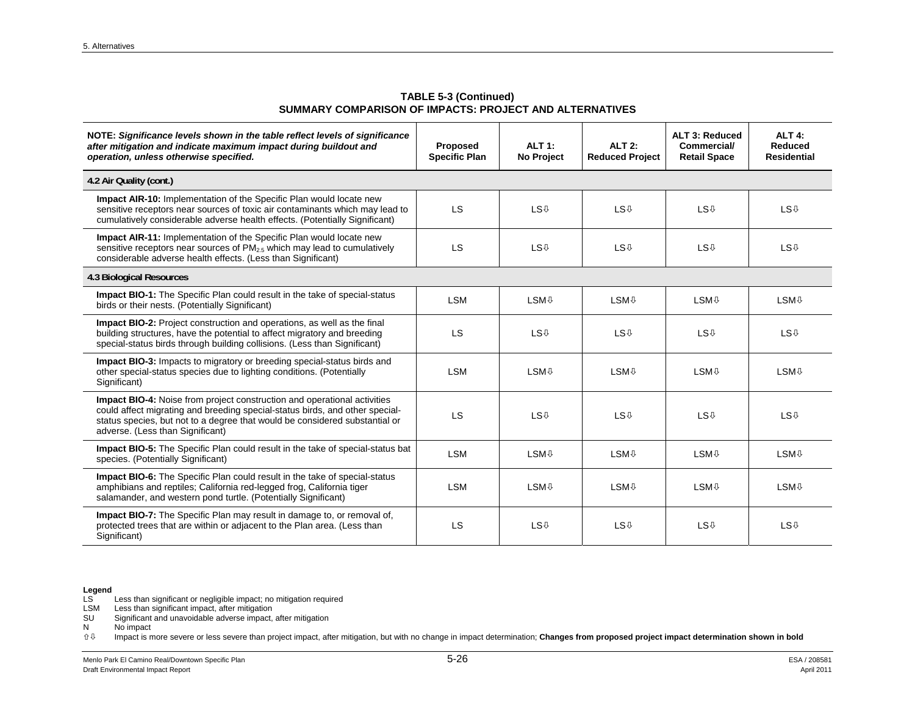**TABLE 5-3 (Continued)**
**SUMMARY COMPARISON OF IMPACTS: PROJECT AND ALTERNATIVES**

| ***NOTE: Significance levels shown in the table reflect levels of significance after mitigation and indicate maximum impact during buildout and operation, unless otherwise specified.*** | **Proposed Specific Plan** | **ALT 1: No Project** | **ALT 2: Reduced Project** | **ALT 3: Reduced Commercial/ Retail Space** | **ALT 4: Reduced Residential** |
|---|---|---|---|---|---|
| **4.2 Air Quality (cont.)** | | | | | |
| **Impact AIR-10:** Implementation of the Specific Plan would locate new sensitive receptors near sources of toxic air contaminants which may lead to cumulatively considerable adverse health effects. (Potentially Significant) | LS | LS⇩ | LS⇩ | LS⇩ | LS⇩ |
| **Impact AIR-11:** Implementation of the Specific Plan would locate new sensitive receptors near sources of $PM_{2.5}$ which may lead to cumulatively considerable adverse health effects. (Less than Significant) | LS | LS⇩ | LS⇩ | LS⇩ | LS⇩ |
| **4.3 Biological Resources** | | | | | |
| **Impact BIO-1:** The Specific Plan could result in the take of special-status birds or their nests. (Potentially Significant) | LSM | LSM⇩ | LSM⇩ | LSM⇩ | LSM⇩ |
| **Impact BIO-2:** Project construction and operations, as well as the final building structures, have the potential to affect migratory and breeding special-status birds through building collisions. (Less than Significant) | LS | LS⇩ | LS⇩ | LS⇩ | LS⇩ |
| **Impact BIO-3:** Impacts to migratory or breeding special-status birds and other special-status species due to lighting conditions. (Potentially Significant) | LSM | LSM⇩ | LSM⇩ | LSM⇩ | LSM⇩ |
| **Impact BIO-4:** Noise from project construction and operational activities could affect migrating and breeding special-status birds, and other special-status species, but not to a degree that would be considered substantial or adverse. (Less than Significant) | LS | LS⇩ | LS⇩ | LS⇩ | LS⇩ |
| **Impact BIO-5:** The Specific Plan could result in the take of special-status bat species. (Potentially Significant) | LSM | LSM⇩ | LSM⇩ | LSM⇩ | LSM⇩ |
| **Impact BIO-6:** The Specific Plan could result in the take of special-status amphibians and reptiles; California red-legged frog, California tiger salamander, and western pond turtle. (Potentially Significant) | LSM | LSM⇩ | LSM⇩ | LSM⇩ | LSM⇩ |
| **Impact BIO-7:** The Specific Plan may result in damage to, or removal of, protected trees that are within or adjacent to the Plan area. (Less than Significant) | LS | LS⇩ | LS⇩ | LS⇩ | LS⇩ |

**Legend**
LS Less than significant or negligible impact; no mitigation required
LSM Less than significant impact, after mitigation
SU Significant and unavoidable adverse impact, after mitigation
N No impact
⇧⇩ Impact is more severe or less severe than project impact, after mitigation, but with no change in impact determination; **Changes from proposed project impact determination shown in bold**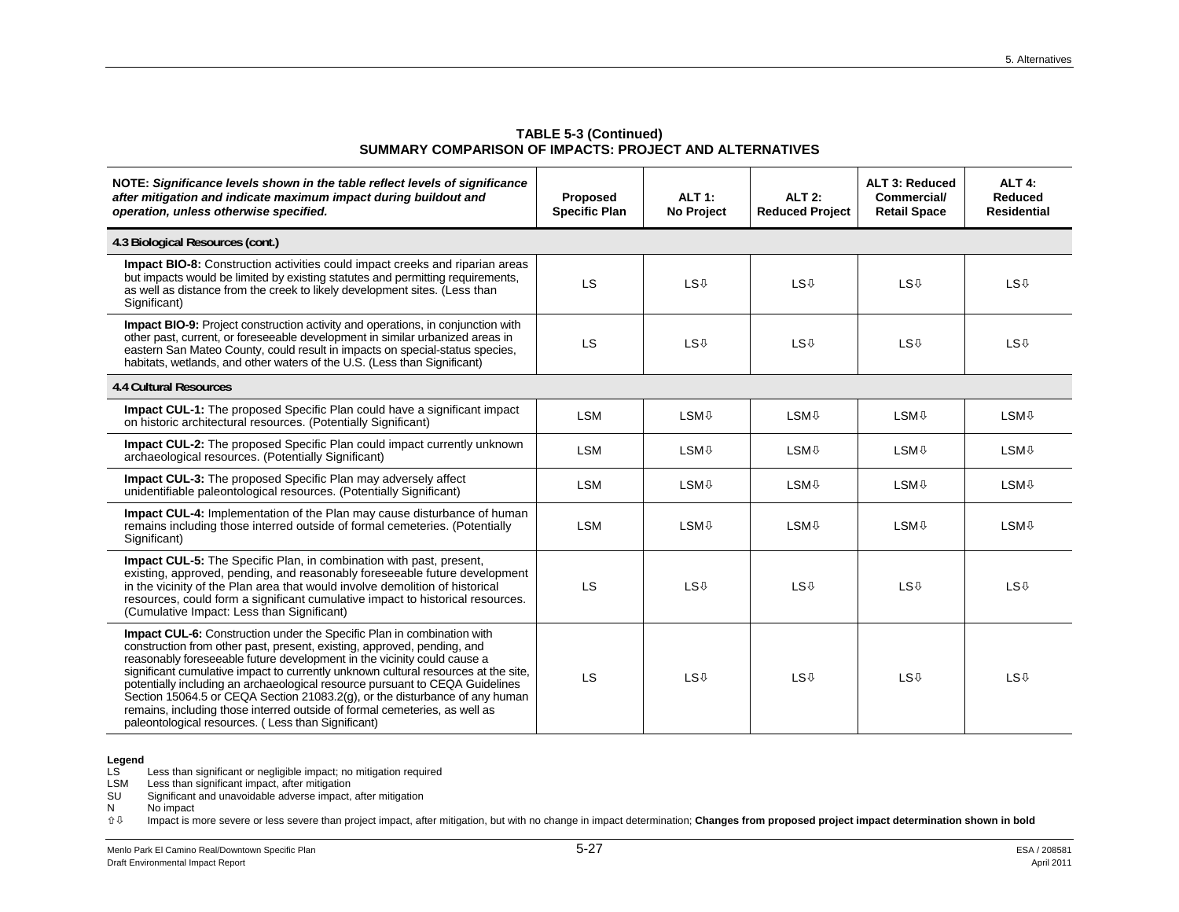**TABLE 5-3 (Continued)**
**SUMMARY COMPARISON OF IMPACTS: PROJECT AND ALTERNATIVES**

| ***NOTE: Significance levels shown in the table reflect levels of significance after mitigation and indicate maximum impact during buildout and operation, unless otherwise specified.*** | **Proposed Specific Plan** | **ALT 1: No Project** | **ALT 2: Reduced Project** | **ALT 3: Reduced Commercial/ Retail Space** | **ALT 4: Reduced Residential** |
|---|---|---|---|---|---|
| **4.3 Biological Resources (cont.)** | | | | | |
| **Impact BIO-8:** Construction activities could impact creeks and riparian areas but impacts would be limited by existing statutes and permitting requirements, as well as distance from the creek to likely development sites. (Less than Significant) | LS | LS⇩ | LS⇩ | LS⇩ | LS⇩ |
| **Impact BIO-9:** Project construction activity and operations, in conjunction with other past, current, or foreseeable development in similar urbanized areas in eastern San Mateo County, could result in impacts on special-status species, habitats, wetlands, and other waters of the U.S. (Less than Significant) | LS | LS⇩ | LS⇩ | LS⇩ | LS⇩ |
| **4.4 Cultural Resources** | | | | | |
| **Impact CUL-1:** The proposed Specific Plan could have a significant impact on historic architectural resources. (Potentially Significant) | LSM | LSM⇩ | LSM⇩ | LSM⇩ | LSM⇩ |
| **Impact CUL-2:** The proposed Specific Plan could impact currently unknown archaeological resources. (Potentially Significant) | LSM | LSM⇩ | LSM⇩ | LSM⇩ | LSM⇩ |
| **Impact CUL-3:** The proposed Specific Plan may adversely affect unidentifiable paleontological resources. (Potentially Significant) | LSM | LSM⇩ | LSM⇩ | LSM⇩ | LSM⇩ |
| **Impact CUL-4:** Implementation of the Plan may cause disturbance of human remains including those interred outside of formal cemeteries. (Potentially Significant) | LSM | LSM⇩ | LSM⇩ | LSM⇩ | LSM⇩ |
| **Impact CUL-5:** The Specific Plan, in combination with past, present, existing, approved, pending, and reasonably foreseeable future development in the vicinity of the Plan area that would involve demolition of historical resources, could form a significant cumulative impact to historical resources. (Cumulative Impact: Less than Significant) | LS | LS⇩ | LS⇩ | LS⇩ | LS⇩ |
| **Impact CUL-6:** Construction under the Specific Plan in combination with construction from other past, present, existing, approved, pending, and reasonably foreseeable future development in the vicinity could cause a significant cumulative impact to currently unknown cultural resources at the site, potentially including an archaeological resource pursuant to CEQA Guidelines Section 15064.5 or CEQA Section 21083.2(g), or the disturbance of any human remains, including those interred outside of formal cemeteries, as well as paleontological resources. ( Less than Significant) | LS | LS⇩ | LS⇩ | LS⇩ | LS⇩ |

**Legend**
LS Less than significant or negligible impact; no mitigation required
LSM Less than significant impact, after mitigation
SU Significant and unavoidable adverse impact, after mitigation
N No impact
⇧⇩ Impact is more severe or less severe than project impact, after mitigation, but with no change in impact determination; **Changes from proposed project impact determination shown in bold**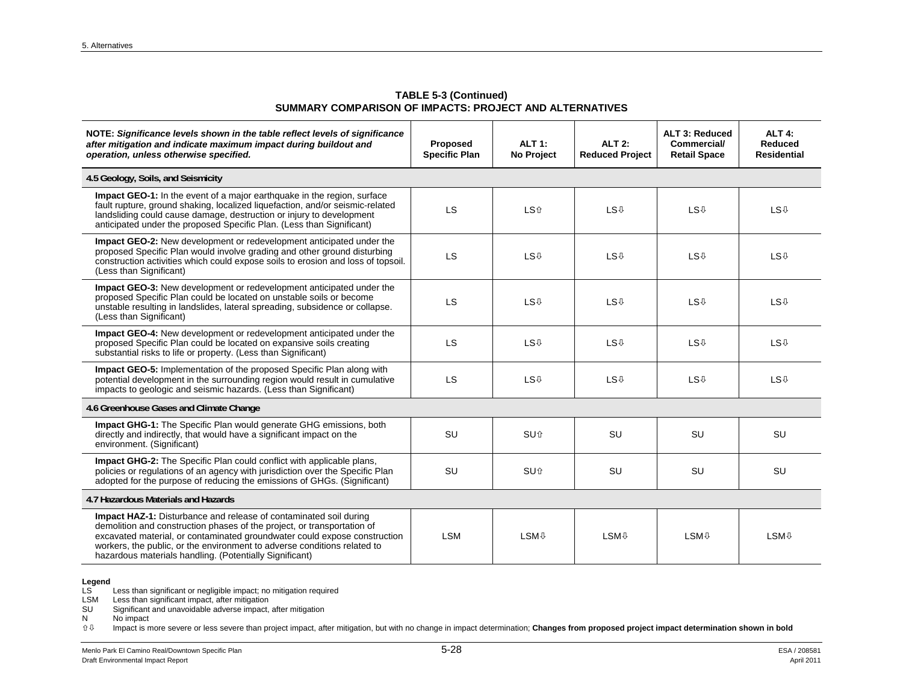**TABLE 5-3 (Continued)**
**SUMMARY COMPARISON OF IMPACTS: PROJECT AND ALTERNATIVES**

| ***NOTE: Significance levels shown in the table reflect levels of significance after mitigation and indicate maximum impact during buildout and operation, unless otherwise specified.*** | **Proposed Specific Plan** | **ALT 1: No Project** | **ALT 2: Reduced Project** | **ALT 3: Reduced Commercial/ Retail Space** | **ALT 4: Reduced Residential** |
|---|---|---|---|---|---|
| **4.5 Geology, Soils, and Seismicity** | | | | | |
| **Impact GEO-1:** In the event of a major earthquake in the region, surface fault rupture, ground shaking, localized liquefaction, and/or seismic-related landsliding could cause damage, destruction or injury to development anticipated under the proposed Specific Plan. (Less than Significant) | LS | LS⇧ | LS⇩ | LS⇩ | LS⇩ |
| **Impact GEO-2:** New development or redevelopment anticipated under the proposed Specific Plan would involve grading and other ground disturbing construction activities which could expose soils to erosion and loss of topsoil. (Less than Significant) | LS | LS⇩ | LS⇩ | LS⇩ | LS⇩ |
| **Impact GEO-3:** New development or redevelopment anticipated under the proposed Specific Plan could be located on unstable soils or become unstable resulting in landslides, lateral spreading, subsidence or collapse. (Less than Significant) | LS | LS⇩ | LS⇩ | LS⇩ | LS⇩ |
| **Impact GEO-4:** New development or redevelopment anticipated under the proposed Specific Plan could be located on expansive soils creating substantial risks to life or property. (Less than Significant) | LS | LS⇩ | LS⇩ | LS⇩ | LS⇩ |
| **Impact GEO-5:** Implementation of the proposed Specific Plan along with potential development in the surrounding region would result in cumulative impacts to geologic and seismic hazards. (Less than Significant) | LS | LS⇩ | LS⇩ | LS⇩ | LS⇩ |
| **4.6 Greenhouse Gases and Climate Change** | | | | | |
| **Impact GHG-1:** The Specific Plan would generate GHG emissions, both directly and indirectly, that would have a significant impact on the environment. (Significant) | SU | SU⇧ | SU | SU | SU |
| **Impact GHG-2:** The Specific Plan could conflict with applicable plans, policies or regulations of an agency with jurisdiction over the Specific Plan adopted for the purpose of reducing the emissions of GHGs. (Significant) | SU | SU⇧ | SU | SU | SU |
| **4.7 Hazardous Materials and Hazards** | | | | | |
| **Impact HAZ-1:** Disturbance and release of contaminated soil during demolition and construction phases of the project, or transportation of excavated material, or contaminated groundwater could expose construction workers, the public, or the environment to adverse conditions related to hazardous materials handling. (Potentially Significant) | LSM | LSM⇩ | LSM⇩ | LSM⇩ | LSM⇩ |

**Legend**

LS Less than significant or negligible impact; no mitigation required
LSM Less than significant impact, after mitigation
SU Significant and unavoidable adverse impact, after mitigation
N No impact
⇧⇩ Impact is more severe or less severe than project impact, after mitigation, but with no change in impact determination; **Changes from proposed project impact determination shown in bold**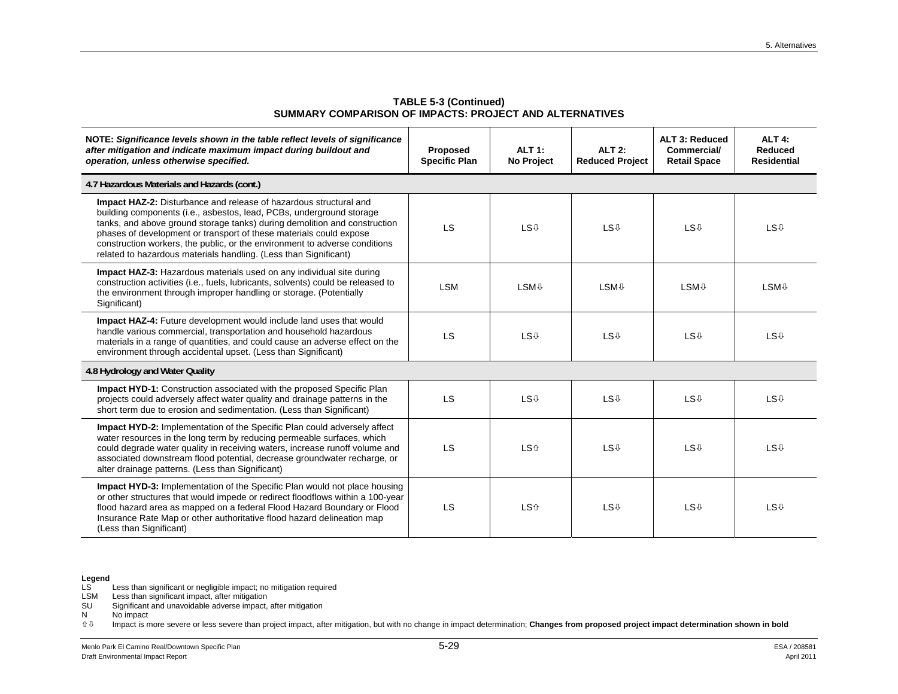**TABLE 5-3 (Continued)**
**SUMMARY COMPARISON OF IMPACTS: PROJECT AND ALTERNATIVES**

| ***NOTE:*** ***Significance levels shown in the table reflect levels of significance after mitigation and indicate maximum impact during buildout and operation, unless otherwise specified.*** | **Proposed Specific Plan** | **ALT 1: No Project** | **ALT 2: Reduced Project** | **ALT 3: Reduced Commercial/ Retail Space** | **ALT 4: Reduced Residential** |
|---|---|---|---|---|---|
| **4.7 Hazardous Materials and Hazards (cont.)** | | | | | |
| **Impact HAZ-2:** Disturbance and release of hazardous structural and building components (i.e., asbestos, lead, PCBs, underground storage tanks, and above ground storage tanks) during demolition and construction phases of development or transport of these materials could expose construction workers, the public, or the environment to adverse conditions related to hazardous materials handling. (Less than Significant) | LS | LS⇩ | LS⇩ | LS⇩ | LS⇩ |
| **Impact HAZ-3:** Hazardous materials used on any individual site during construction activities (i.e., fuels, lubricants, solvents) could be released to the environment through improper handling or storage. (Potentially Significant) | LSM | LSM⇩ | LSM⇩ | LSM⇩ | LSM⇩ |
| **Impact HAZ-4:** Future development would include land uses that would handle various commercial, transportation and household hazardous materials in a range of quantities, and could cause an adverse effect on the environment through accidental upset. (Less than Significant) | LS | LS⇩ | LS⇩ | LS⇩ | LS⇩ |
| **4.8 Hydrology and Water Quality** | | | | | |
| **Impact HYD-1:** Construction associated with the proposed Specific Plan projects could adversely affect water quality and drainage patterns in the short term due to erosion and sedimentation. (Less than Significant) | LS | LS⇩ | LS⇩ | LS⇩ | LS⇩ |
| **Impact HYD-2:** Implementation of the Specific Plan could adversely affect water resources in the long term by reducing permeable surfaces, which could degrade water quality in receiving waters, increase runoff volume and associated downstream flood potential, decrease groundwater recharge, or alter drainage patterns. (Less than Significant) | LS | LS⇧ | LS⇩ | LS⇩ | LS⇩ |
| **Impact HYD-3:** Implementation of the Specific Plan would not place housing or other structures that would impede or redirect floodflows within a 100-year flood hazard area as mapped on a federal Flood Hazard Boundary or Flood Insurance Rate Map or other authoritative flood hazard delineation map (Less than Significant) | LS | LS⇧ | LS⇩ | LS⇩ | LS⇩ |

**Legend**
LS Less than significant or negligible impact; no mitigation required
LSM Less than significant impact, after mitigation
SU Significant and unavoidable adverse impact, after mitigation
N No impact
⇧⇩ Impact is more severe or less severe than project impact, after mitigation, but with no change in impact determination; **Changes from proposed project impact determination shown in bold**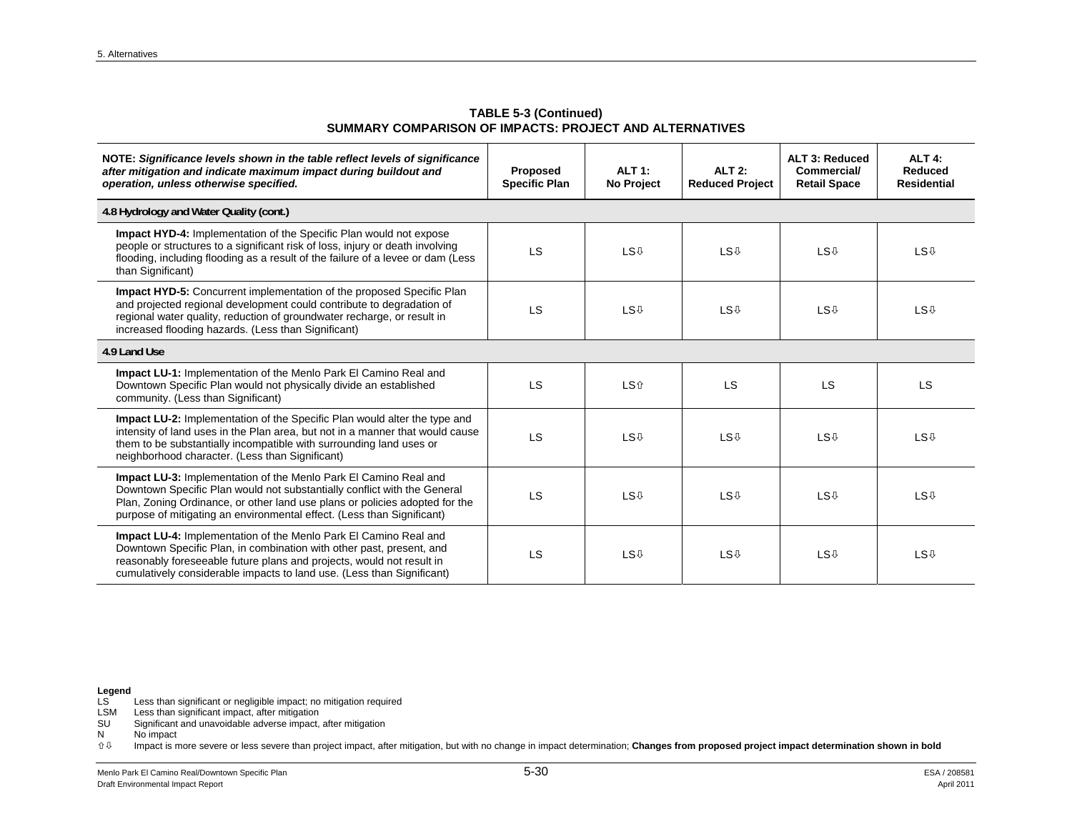**TABLE 5-3 (Continued)**
**SUMMARY COMPARISON OF IMPACTS: PROJECT AND ALTERNATIVES**

| ***NOTE: Significance levels shown in the table reflect levels of significance after mitigation and indicate maximum impact during buildout and operation, unless otherwise specified.*** | **Proposed Specific Plan** | **ALT 1: No Project** | **ALT 2: Reduced Project** | **ALT 3: Reduced Commercial/ Retail Space** | **ALT 4: Reduced Residential** |
|---|---|---|---|---|---|
| **4.8 Hydrology and Water Quality (cont.)** | | | | | |
| **Impact HYD-4:** Implementation of the Specific Plan would not expose people or structures to a significant risk of loss, injury or death involving flooding, including flooding as a result of the failure of a levee or dam (Less than Significant) | LS | LS⇩ | LS⇩ | LS⇩ | LS⇩ |
| **Impact HYD-5:** Concurrent implementation of the proposed Specific Plan and projected regional development could contribute to degradation of regional water quality, reduction of groundwater recharge, or result in increased flooding hazards. (Less than Significant) | LS | LS⇩ | LS⇩ | LS⇩ | LS⇩ |
| **4.9 Land Use** | | | | | |
| **Impact LU-1:** Implementation of the Menlo Park El Camino Real and Downtown Specific Plan would not physically divide an established community. (Less than Significant) | LS | LS⇧ | LS | LS | LS |
| **Impact LU-2:** Implementation of the Specific Plan would alter the type and intensity of land uses in the Plan area, but not in a manner that would cause them to be substantially incompatible with surrounding land uses or neighborhood character. (Less than Significant) | LS | LS⇩ | LS⇩ | LS⇩ | LS⇩ |
| **Impact LU-3:** Implementation of the Menlo Park El Camino Real and Downtown Specific Plan would not substantially conflict with the General Plan, Zoning Ordinance, or other land use plans or policies adopted for the purpose of mitigating an environmental effect. (Less than Significant) | LS | LS⇩ | LS⇩ | LS⇩ | LS⇩ |
| **Impact LU-4:** Implementation of the Menlo Park El Camino Real and Downtown Specific Plan, in combination with other past, present, and reasonably foreseeable future plans and projects, would not result in cumulatively considerable impacts to land use. (Less than Significant) | LS | LS⇩ | LS⇩ | LS⇩ | LS⇩ |

**Legend**
LS Less than significant or negligible impact; no mitigation required
LSM Less than significant impact, after mitigation
SU Significant and unavoidable adverse impact, after mitigation
N No impact
⇧⇩ Impact is more severe or less severe than project impact, after mitigation, but with no change in impact determination; **Changes from proposed project impact determination shown in bold**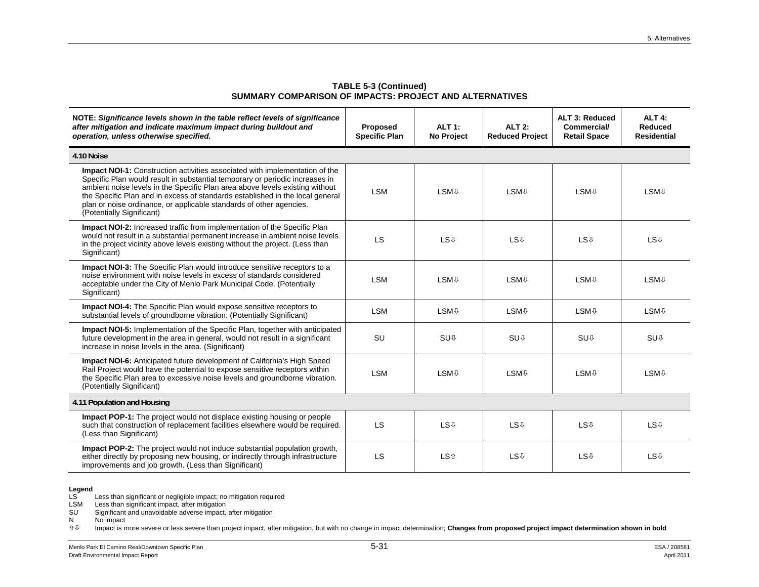**TABLE 5-3 (Continued)**
**SUMMARY COMPARISON OF IMPACTS: PROJECT AND ALTERNATIVES**

| ***NOTE: Significance levels shown in the table reflect levels of significance after mitigation and indicate maximum impact during buildout and operation, unless otherwise specified.*** | **Proposed Specific Plan** | **ALT 1: No Project** | **ALT 2: Reduced Project** | **ALT 3: Reduced Commercial/ Retail Space** | **ALT 4: Reduced Residential** |
|---|---|---|---|---|---|
| **4.10 Noise** | | | | | |
| **Impact NOI-1:** Construction activities associated with implementation of the Specific Plan would result in substantial temporary or periodic increases in ambient noise levels in the Specific Plan area above levels existing without the Specific Plan and in excess of standards established in the local general plan or noise ordinance, or applicable standards of other agencies. (Potentially Significant) | LSM | LSM⇩ | LSM⇩ | LSM⇩ | LSM⇩ |
| **Impact NOI-2:** Increased traffic from implementation of the Specific Plan would not result in a substantial permanent increase in ambient noise levels in the project vicinity above levels existing without the project. (Less than Significant) | LS | LS⇩ | LS⇩ | LS⇩ | LS⇩ |
| **Impact NOI-3:** The Specific Plan would introduce sensitive receptors to a noise environment with noise levels in excess of standards considered acceptable under the City of Menlo Park Municipal Code. (Potentially Significant) | LSM | LSM⇩ | LSM⇩ | LSM⇩ | LSM⇩ |
| **Impact NOI-4:** The Specific Plan would expose sensitive receptors to substantial levels of groundborne vibration. (Potentially Significant) | LSM | LSM⇩ | LSM⇩ | LSM⇩ | LSM⇩ |
| **Impact NOI-5:** Implementation of the Specific Plan, together with anticipated future development in the area in general, would not result in a significant increase in noise levels in the area. (Significant) | SU | SU⇩ | SU⇩ | SU⇩ | SU⇩ |
| **Impact NOI-6:** Anticipated future development of California's High Speed Rail Project would have the potential to expose sensitive receptors within the Specific Plan area to excessive noise levels and groundborne vibration. (Potentially Significant) | LSM | LSM⇩ | LSM⇩ | LSM⇩ | LSM⇩ |
| **4.11 Population and Housing** | | | | | |
| **Impact POP-1:** The project would not displace existing housing or people such that construction of replacement facilities elsewhere would be required. (Less than Significant) | LS | LS⇩ | LS⇩ | LS⇩ | LS⇩ |
| **Impact POP-2:** The project would not induce substantial population growth, either directly by proposing new housing, or indirectly through infrastructure improvements and job growth. (Less than Significant) | LS | LS⇧ | LS⇩ | LS⇩ | LS⇩ |

**Legend**
LS Less than significant or negligible impact; no mitigation required
LSM Less than significant impact, after mitigation
SU Significant and unavoidable adverse impact, after mitigation
N No impact
⇧⇩ Impact is more severe or less severe than project impact, after mitigation, but with no change in impact determination; **Changes from proposed project impact determination shown in bold**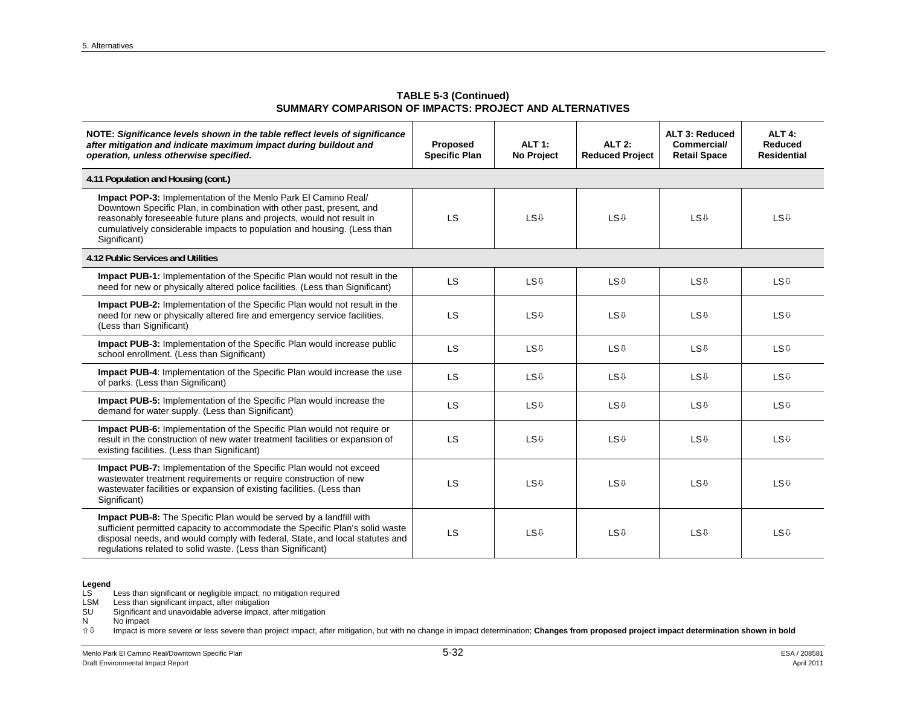**TABLE 5-3 (Continued)**
**SUMMARY COMPARISON OF IMPACTS: PROJECT AND ALTERNATIVES**

| ***NOTE: Significance levels shown in the table reflect levels of significance after mitigation and indicate maximum impact during buildout and operation, unless otherwise specified.*** | **Proposed Specific Plan** | **ALT 1: No Project** | **ALT 2: Reduced Project** | **ALT 3: Reduced Commercial/ Retail Space** | **ALT 4: Reduced Residential** |
|---|---|---|---|---|---|
| **4.11 Population and Housing (cont.)** | | | | | |
| **Impact POP-3:** Implementation of the Menlo Park El Camino Real/ Downtown Specific Plan, in combination with other past, present, and reasonably foreseeable future plans and projects, would not result in cumulatively considerable impacts to population and housing. (Less than Significant) | LS | LS⇩ | LS⇩ | LS⇩ | LS⇩ |
| **4.12 Public Services and Utilities** | | | | | |
| **Impact PUB-1:** Implementation of the Specific Plan would not result in the need for new or physically altered police facilities. (Less than Significant) | LS | LS⇩ | LS⇩ | LS⇩ | LS⇩ |
| **Impact PUB-2:** Implementation of the Specific Plan would not result in the need for new or physically altered fire and emergency service facilities. (Less than Significant) | LS | LS⇩ | LS⇩ | LS⇩ | LS⇩ |
| **Impact PUB-3:** Implementation of the Specific Plan would increase public school enrollment. (Less than Significant) | LS | LS⇩ | LS⇩ | LS⇩ | LS⇩ |
| **Impact PUB-4**: Implementation of the Specific Plan would increase the use of parks. (Less than Significant) | LS | LS⇩ | LS⇩ | LS⇩ | LS⇩ |
| **Impact PUB-5:** Implementation of the Specific Plan would increase the demand for water supply. (Less than Significant) | LS | LS⇩ | LS⇩ | LS⇩ | LS⇩ |
| **Impact PUB-6:** Implementation of the Specific Plan would not require or result in the construction of new water treatment facilities or expansion of existing facilities. (Less than Significant) | LS | LS⇩ | LS⇩ | LS⇩ | LS⇩ |
| **Impact PUB-7:** Implementation of the Specific Plan would not exceed wastewater treatment requirements or require construction of new wastewater facilities or expansion of existing facilities. (Less than Significant) | LS | LS⇩ | LS⇩ | LS⇩ | LS⇩ |
| **Impact PUB-8:** The Specific Plan would be served by a landfill with sufficient permitted capacity to accommodate the Specific Plan's solid waste disposal needs, and would comply with federal, State, and local statutes and regulations related to solid waste. (Less than Significant) | LS | LS⇩ | LS⇩ | LS⇩ | LS⇩ |

**Legend**

LS Less than significant or negligible impact; no mitigation required
LSM Less than significant impact, after mitigation
SU Significant and unavoidable adverse impact, after mitigation
N No impact
⇧⇩ Impact is more severe or less severe than project impact, after mitigation, but with no change in impact determination; **Changes from proposed project impact determination shown in bold**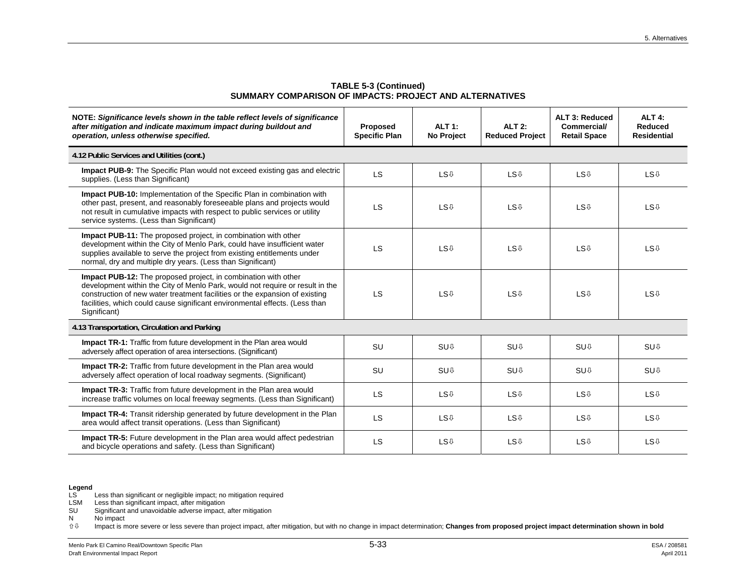**TABLE 5-3 (Continued)**
**SUMMARY COMPARISON OF IMPACTS: PROJECT AND ALTERNATIVES**

| NOTE: ***Significance levels shown in the table reflect levels of significance after mitigation and indicate maximum impact during buildout and operation, unless otherwise specified.*** | Proposed Specific Plan | ALT 1: No Project | ALT 2: Reduced Project | ALT 3: Reduced Commercial/ Retail Space | ALT 4: Reduced Residential |
|---|---|---|---|---|---|
| **4.12 Public Services and Utilities (cont.)** | | | | | |
| **Impact PUB-9:** The Specific Plan would not exceed existing gas and electric supplies. (Less than Significant) | LS | LS⇩ | LS⇩ | LS⇩ | LS⇩ |
| **Impact PUB-10:** Implementation of the Specific Plan in combination with other past, present, and reasonably foreseeable plans and projects would not result in cumulative impacts with respect to public services or utility service systems. (Less than Significant) | LS | LS⇩ | LS⇩ | LS⇩ | LS⇩ |
| **Impact PUB-11:** The proposed project, in combination with other development within the City of Menlo Park, could have insufficient water supplies available to serve the project from existing entitlements under normal, dry and multiple dry years. (Less than Significant) | LS | LS⇩ | LS⇩ | LS⇩ | LS⇩ |
| **Impact PUB-12:** The proposed project, in combination with other development within the City of Menlo Park, would not require or result in the construction of new water treatment facilities or the expansion of existing facilities, which could cause significant environmental effects. (Less than Significant) | LS | LS⇩ | LS⇩ | LS⇩ | LS⇩ |
| **4.13 Transportation, Circulation and Parking** | | | | | |
| **Impact TR-1:** Traffic from future development in the Plan area would adversely affect operation of area intersections. (Significant) | SU | SU⇩ | SU⇩ | SU⇩ | SU⇩ |
| **Impact TR-2:** Traffic from future development in the Plan area would adversely affect operation of local roadway segments. (Significant) | SU | SU⇩ | SU⇩ | SU⇩ | SU⇩ |
| **Impact TR-3:** Traffic from future development in the Plan area would increase traffic volumes on local freeway segments. (Less than Significant) | LS | LS⇩ | LS⇩ | LS⇩ | LS⇩ |
| **Impact TR-4:** Transit ridership generated by future development in the Plan area would affect transit operations. (Less than Significant) | LS | LS⇩ | LS⇩ | LS⇩ | LS⇩ |
| **Impact TR-5:** Future development in the Plan area would affect pedestrian and bicycle operations and safety. (Less than Significant) | LS | LS⇩ | LS⇩ | LS⇩ | LS⇩ |

**Legend**

LS Less than significant or negligible impact; no mitigation required
LSM Less than significant impact, after mitigation
SU Significant and unavoidable adverse impact, after mitigation
N No impact
⇧⇩ Impact is more severe or less severe than project impact, after mitigation, but with no change in impact determination; **Changes from proposed project impact determination shown in bold**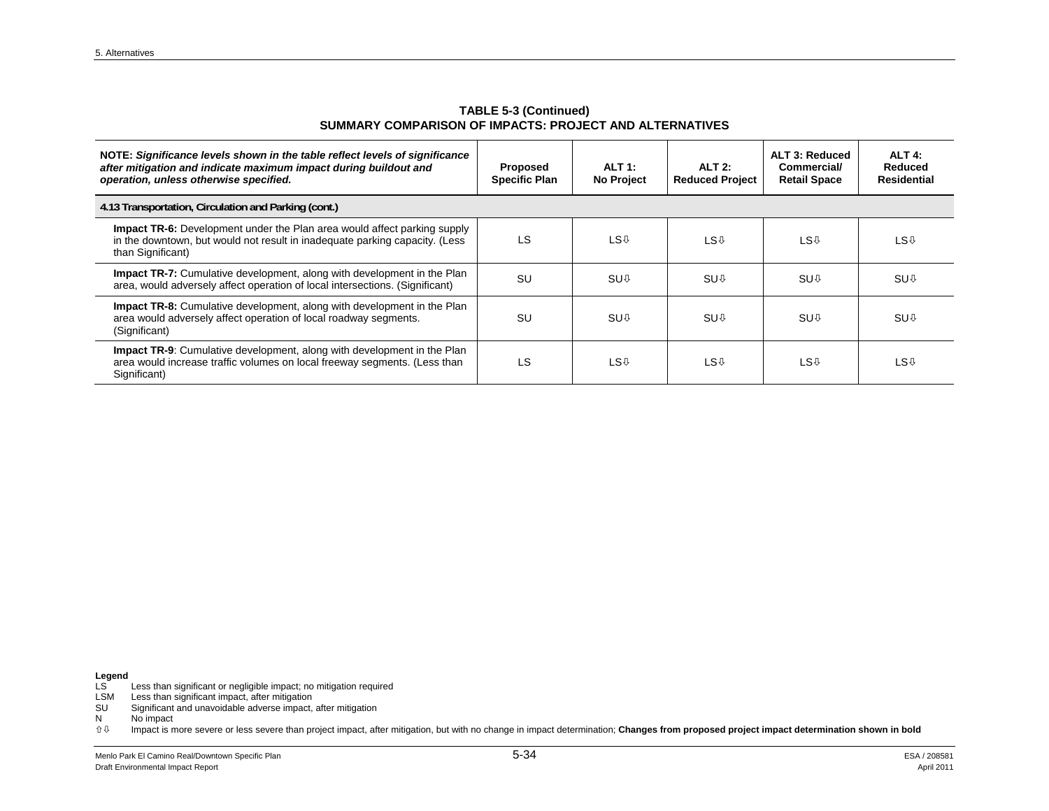**TABLE 5-3 (Continued)**
**SUMMARY COMPARISON OF IMPACTS: PROJECT AND ALTERNATIVES**

| ***NOTE: Significance levels shown in the table reflect levels of significance after mitigation and indicate maximum impact during buildout and operation, unless otherwise specified.*** | **Proposed Specific Plan** | **ALT 1: No Project** | **ALT 2: Reduced Project** | **ALT 3: Reduced Commercial/ Retail Space** | **ALT 4: Reduced Residential** |
|---|---|---|---|---|---|
| **4.13 Transportation, Circulation and Parking (cont.)** | | | | | |
| **Impact TR-6:** Development under the Plan area would affect parking supply in the downtown, but would not result in inadequate parking capacity. (Less than Significant) | LS | LS⇩ | LS⇩ | LS⇩ | LS⇩ |
| **Impact TR-7:** Cumulative development, along with development in the Plan area, would adversely affect operation of local intersections. (Significant) | SU | SU⇩ | SU⇩ | SU⇩ | SU⇩ |
| **Impact TR-8:** Cumulative development, along with development in the Plan area would adversely affect operation of local roadway segments. (Significant) | SU | SU⇩ | SU⇩ | SU⇩ | SU⇩ |
| **Impact TR-9**: Cumulative development, along with development in the Plan area would increase traffic volumes on local freeway segments. (Less than Significant) | LS | LS⇩ | LS⇩ | LS⇩ | LS⇩ |

**Legend**

LS Less than significant or negligible impact; no mitigation required
LSM Less than significant impact, after mitigation
SU Significant and unavoidable adverse impact, after mitigation
N No impact
⇧⇩ Impact is more severe or less severe than project impact, after mitigation, but with no change in impact determination; **Changes from proposed project impact determination shown in bold**